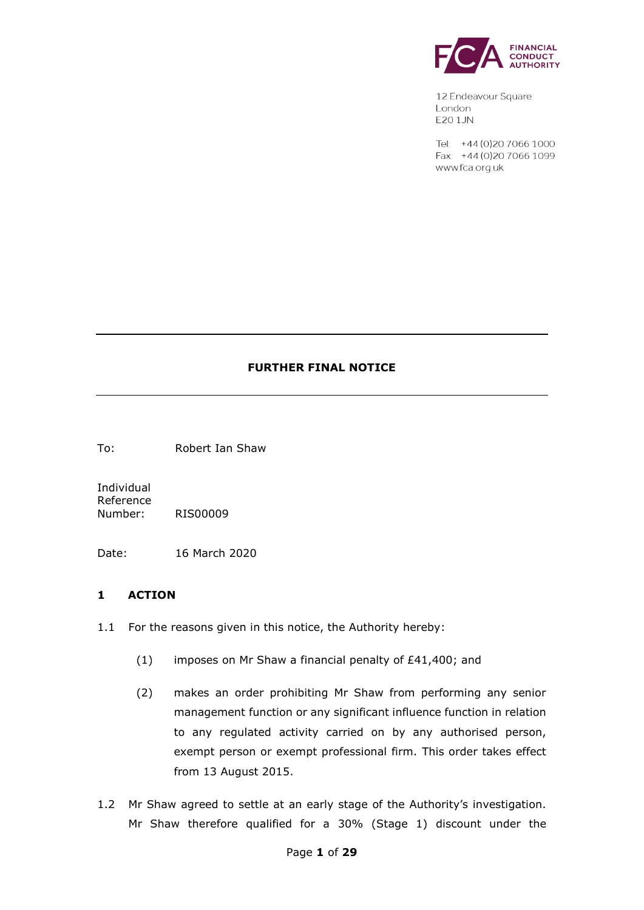FINANCIAL CONDUCT AUTHORITY

12 Endeavour Square
London
E20 1JN

Tel: +44 (0)20 7066 1000
Fax: +44 (0)20 7066 1099
www.fca.org.uk

---

**FURTHER FINAL NOTICE**

---

To: Robert Ian Shaw

Individual Reference Number: RIS00009

Date: 16 March 2020

## 1 ACTION

1.1 For the reasons given in this notice, the Authority hereby:

(1) imposes on Mr Shaw a financial penalty of £41,400; and

(2) makes an order prohibiting Mr Shaw from performing any senior management function or any significant influence function in relation to any regulated activity carried on by any authorised person, exempt person or exempt professional firm. This order takes effect from 13 August 2015.

1.2 Mr Shaw agreed to settle at an early stage of the Authority's investigation. Mr Shaw therefore qualified for a 30% (Stage 1) discount under the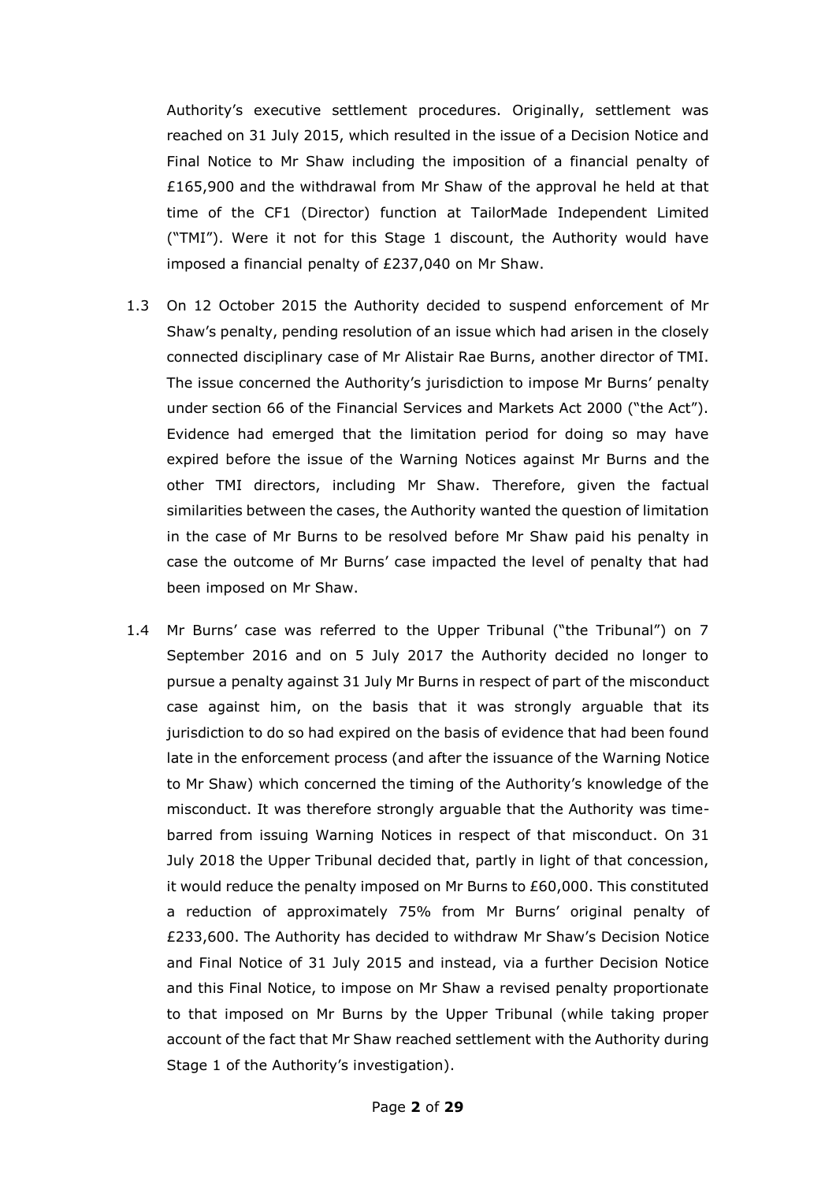Authority's executive settlement procedures. Originally, settlement was reached on 31 July 2015, which resulted in the issue of a Decision Notice and Final Notice to Mr Shaw including the imposition of a financial penalty of £165,900 and the withdrawal from Mr Shaw of the approval he held at that time of the CF1 (Director) function at TailorMade Independent Limited ("TMI"). Were it not for this Stage 1 discount, the Authority would have imposed a financial penalty of £237,040 on Mr Shaw.

1.3 On 12 October 2015 the Authority decided to suspend enforcement of Mr Shaw's penalty, pending resolution of an issue which had arisen in the closely connected disciplinary case of Mr Alistair Rae Burns, another director of TMI. The issue concerned the Authority's jurisdiction to impose Mr Burns' penalty under section 66 of the Financial Services and Markets Act 2000 ("the Act"). Evidence had emerged that the limitation period for doing so may have expired before the issue of the Warning Notices against Mr Burns and the other TMI directors, including Mr Shaw. Therefore, given the factual similarities between the cases, the Authority wanted the question of limitation in the case of Mr Burns to be resolved before Mr Shaw paid his penalty in case the outcome of Mr Burns' case impacted the level of penalty that had been imposed on Mr Shaw.

1.4 Mr Burns' case was referred to the Upper Tribunal ("the Tribunal") on 7 September 2016 and on 5 July 2017 the Authority decided no longer to pursue a penalty against 31 July Mr Burns in respect of part of the misconduct case against him, on the basis that it was strongly arguable that its jurisdiction to do so had expired on the basis of evidence that had been found late in the enforcement process (and after the issuance of the Warning Notice to Mr Shaw) which concerned the timing of the Authority's knowledge of the misconduct. It was therefore strongly arguable that the Authority was time-barred from issuing Warning Notices in respect of that misconduct. On 31 July 2018 the Upper Tribunal decided that, partly in light of that concession, it would reduce the penalty imposed on Mr Burns to £60,000. This constituted a reduction of approximately 75% from Mr Burns' original penalty of £233,600. The Authority has decided to withdraw Mr Shaw's Decision Notice and Final Notice of 31 July 2015 and instead, via a further Decision Notice and this Final Notice, to impose on Mr Shaw a revised penalty proportionate to that imposed on Mr Burns by the Upper Tribunal (while taking proper account of the fact that Mr Shaw reached settlement with the Authority during Stage 1 of the Authority's investigation).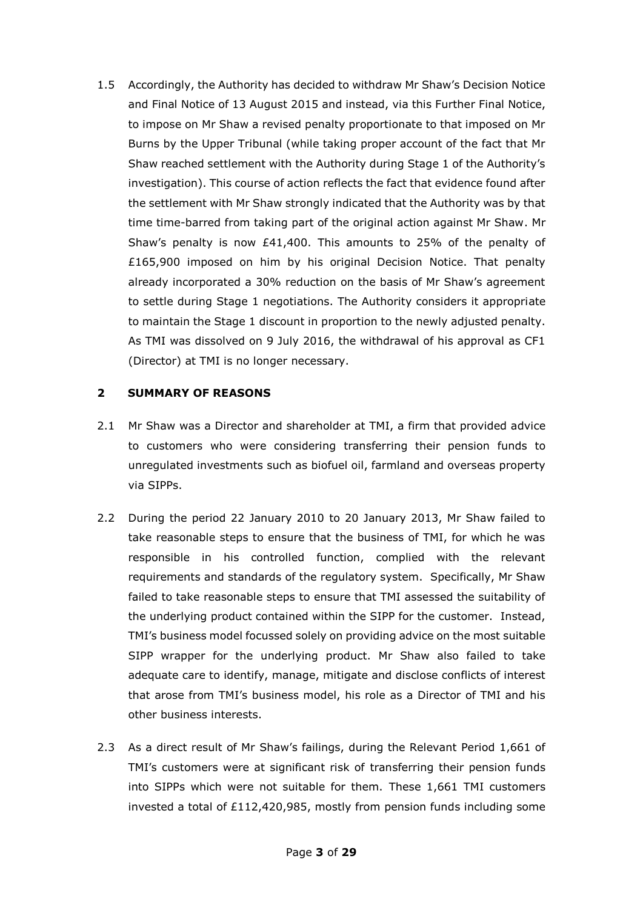1.5 Accordingly, the Authority has decided to withdraw Mr Shaw's Decision Notice and Final Notice of 13 August 2015 and instead, via this Further Final Notice, to impose on Mr Shaw a revised penalty proportionate to that imposed on Mr Burns by the Upper Tribunal (while taking proper account of the fact that Mr Shaw reached settlement with the Authority during Stage 1 of the Authority's investigation). This course of action reflects the fact that evidence found after the settlement with Mr Shaw strongly indicated that the Authority was by that time time-barred from taking part of the original action against Mr Shaw. Mr Shaw's penalty is now £41,400. This amounts to 25% of the penalty of £165,900 imposed on him by his original Decision Notice. That penalty already incorporated a 30% reduction on the basis of Mr Shaw's agreement to settle during Stage 1 negotiations. The Authority considers it appropriate to maintain the Stage 1 discount in proportion to the newly adjusted penalty. As TMI was dissolved on 9 July 2016, the withdrawal of his approval as CF1 (Director) at TMI is no longer necessary.

## 2 SUMMARY OF REASONS

2.1 Mr Shaw was a Director and shareholder at TMI, a firm that provided advice to customers who were considering transferring their pension funds to unregulated investments such as biofuel oil, farmland and overseas property via SIPPs.

2.2 During the period 22 January 2010 to 20 January 2013, Mr Shaw failed to take reasonable steps to ensure that the business of TMI, for which he was responsible in his controlled function, complied with the relevant requirements and standards of the regulatory system. Specifically, Mr Shaw failed to take reasonable steps to ensure that TMI assessed the suitability of the underlying product contained within the SIPP for the customer. Instead, TMI's business model focussed solely on providing advice on the most suitable SIPP wrapper for the underlying product. Mr Shaw also failed to take adequate care to identify, manage, mitigate and disclose conflicts of interest that arose from TMI's business model, his role as a Director of TMI and his other business interests.

2.3 As a direct result of Mr Shaw's failings, during the Relevant Period 1,661 of TMI's customers were at significant risk of transferring their pension funds into SIPPs which were not suitable for them. These 1,661 TMI customers invested a total of £112,420,985, mostly from pension funds including some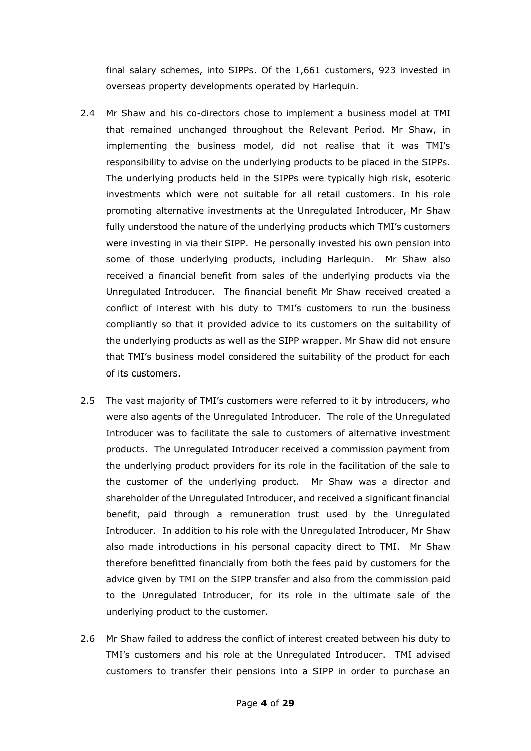final salary schemes, into SIPPs. Of the 1,661 customers, 923 invested in overseas property developments operated by Harlequin.

2.4 Mr Shaw and his co-directors chose to implement a business model at TMI that remained unchanged throughout the Relevant Period. Mr Shaw, in implementing the business model, did not realise that it was TMI's responsibility to advise on the underlying products to be placed in the SIPPs. The underlying products held in the SIPPs were typically high risk, esoteric investments which were not suitable for all retail customers. In his role promoting alternative investments at the Unregulated Introducer, Mr Shaw fully understood the nature of the underlying products which TMI's customers were investing in via their SIPP. He personally invested his own pension into some of those underlying products, including Harlequin. Mr Shaw also received a financial benefit from sales of the underlying products via the Unregulated Introducer. The financial benefit Mr Shaw received created a conflict of interest with his duty to TMI's customers to run the business compliantly so that it provided advice to its customers on the suitability of the underlying products as well as the SIPP wrapper. Mr Shaw did not ensure that TMI's business model considered the suitability of the product for each of its customers.

2.5 The vast majority of TMI's customers were referred to it by introducers, who were also agents of the Unregulated Introducer. The role of the Unregulated Introducer was to facilitate the sale to customers of alternative investment products. The Unregulated Introducer received a commission payment from the underlying product providers for its role in the facilitation of the sale to the customer of the underlying product. Mr Shaw was a director and shareholder of the Unregulated Introducer, and received a significant financial benefit, paid through a remuneration trust used by the Unregulated Introducer. In addition to his role with the Unregulated Introducer, Mr Shaw also made introductions in his personal capacity direct to TMI. Mr Shaw therefore benefitted financially from both the fees paid by customers for the advice given by TMI on the SIPP transfer and also from the commission paid to the Unregulated Introducer, for its role in the ultimate sale of the underlying product to the customer.

2.6 Mr Shaw failed to address the conflict of interest created between his duty to TMI's customers and his role at the Unregulated Introducer. TMI advised customers to transfer their pensions into a SIPP in order to purchase an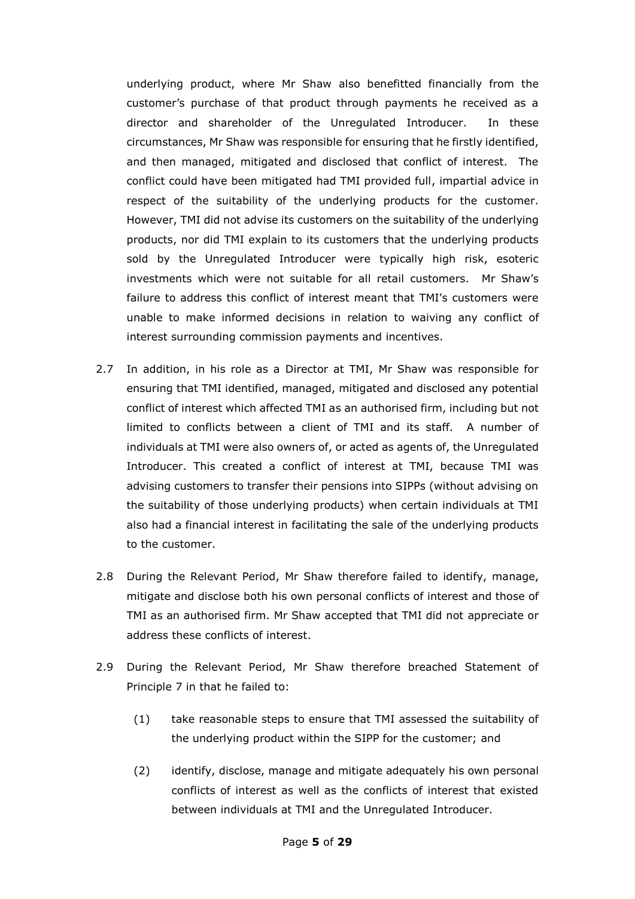underlying product, where Mr Shaw also benefitted financially from the customer's purchase of that product through payments he received as a director and shareholder of the Unregulated Introducer. In these circumstances, Mr Shaw was responsible for ensuring that he firstly identified, and then managed, mitigated and disclosed that conflict of interest. The conflict could have been mitigated had TMI provided full, impartial advice in respect of the suitability of the underlying products for the customer. However, TMI did not advise its customers on the suitability of the underlying products, nor did TMI explain to its customers that the underlying products sold by the Unregulated Introducer were typically high risk, esoteric investments which were not suitable for all retail customers. Mr Shaw's failure to address this conflict of interest meant that TMI's customers were unable to make informed decisions in relation to waiving any conflict of interest surrounding commission payments and incentives.

2.7 In addition, in his role as a Director at TMI, Mr Shaw was responsible for ensuring that TMI identified, managed, mitigated and disclosed any potential conflict of interest which affected TMI as an authorised firm, including but not limited to conflicts between a client of TMI and its staff. A number of individuals at TMI were also owners of, or acted as agents of, the Unregulated Introducer. This created a conflict of interest at TMI, because TMI was advising customers to transfer their pensions into SIPPs (without advising on the suitability of those underlying products) when certain individuals at TMI also had a financial interest in facilitating the sale of the underlying products to the customer.

2.8 During the Relevant Period, Mr Shaw therefore failed to identify, manage, mitigate and disclose both his own personal conflicts of interest and those of TMI as an authorised firm. Mr Shaw accepted that TMI did not appreciate or address these conflicts of interest.

2.9 During the Relevant Period, Mr Shaw therefore breached Statement of Principle 7 in that he failed to:

(1) take reasonable steps to ensure that TMI assessed the suitability of the underlying product within the SIPP for the customer; and

(2) identify, disclose, manage and mitigate adequately his own personal conflicts of interest as well as the conflicts of interest that existed between individuals at TMI and the Unregulated Introducer.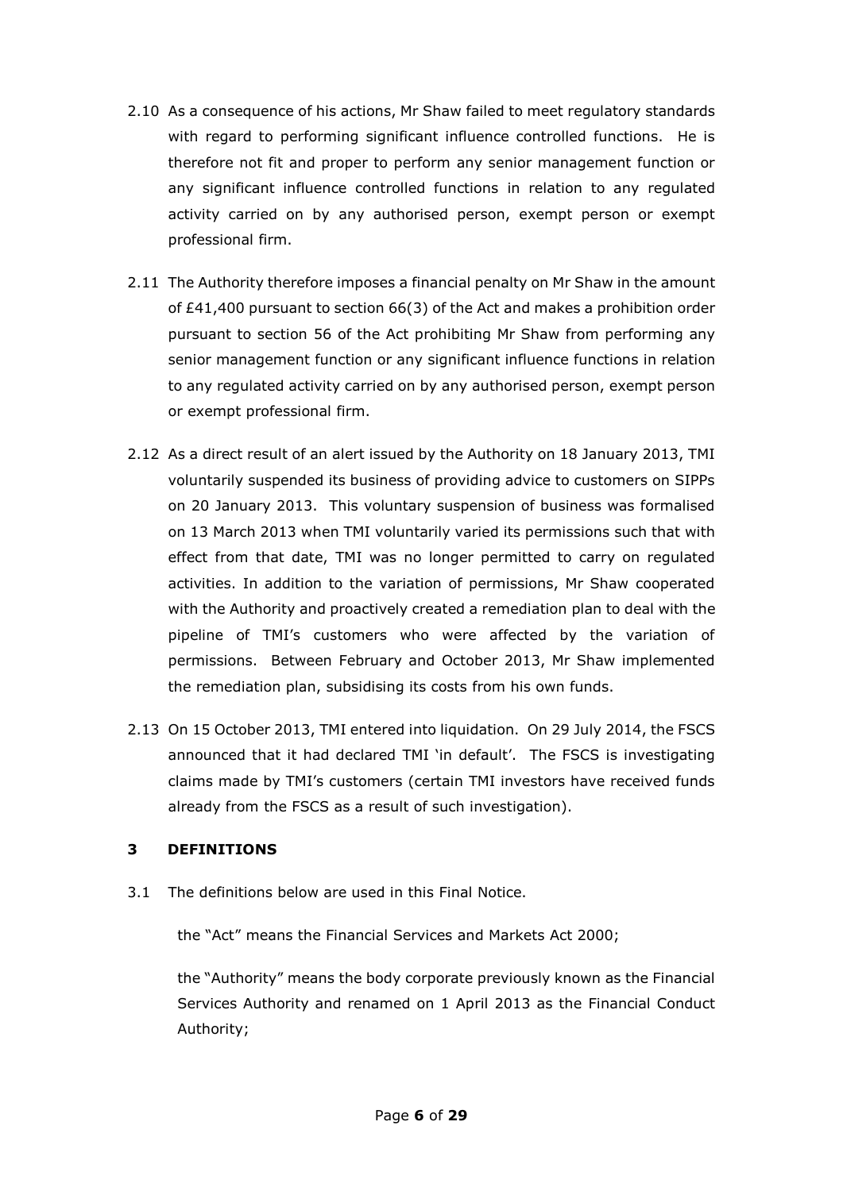2.10 As a consequence of his actions, Mr Shaw failed to meet regulatory standards with regard to performing significant influence controlled functions. He is therefore not fit and proper to perform any senior management function or any significant influence controlled functions in relation to any regulated activity carried on by any authorised person, exempt person or exempt professional firm.

2.11 The Authority therefore imposes a financial penalty on Mr Shaw in the amount of £41,400 pursuant to section 66(3) of the Act and makes a prohibition order pursuant to section 56 of the Act prohibiting Mr Shaw from performing any senior management function or any significant influence functions in relation to any regulated activity carried on by any authorised person, exempt person or exempt professional firm.

2.12 As a direct result of an alert issued by the Authority on 18 January 2013, TMI voluntarily suspended its business of providing advice to customers on SIPPs on 20 January 2013. This voluntary suspension of business was formalised on 13 March 2013 when TMI voluntarily varied its permissions such that with effect from that date, TMI was no longer permitted to carry on regulated activities. In addition to the variation of permissions, Mr Shaw cooperated with the Authority and proactively created a remediation plan to deal with the pipeline of TMI's customers who were affected by the variation of permissions. Between February and October 2013, Mr Shaw implemented the remediation plan, subsidising its costs from his own funds.

2.13 On 15 October 2013, TMI entered into liquidation. On 29 July 2014, the FSCS announced that it had declared TMI 'in default'. The FSCS is investigating claims made by TMI's customers (certain TMI investors have received funds already from the FSCS as a result of such investigation).

## 3 DEFINITIONS

3.1 The definitions below are used in this Final Notice.

the "Act" means the Financial Services and Markets Act 2000;

the "Authority" means the body corporate previously known as the Financial Services Authority and renamed on 1 April 2013 as the Financial Conduct Authority;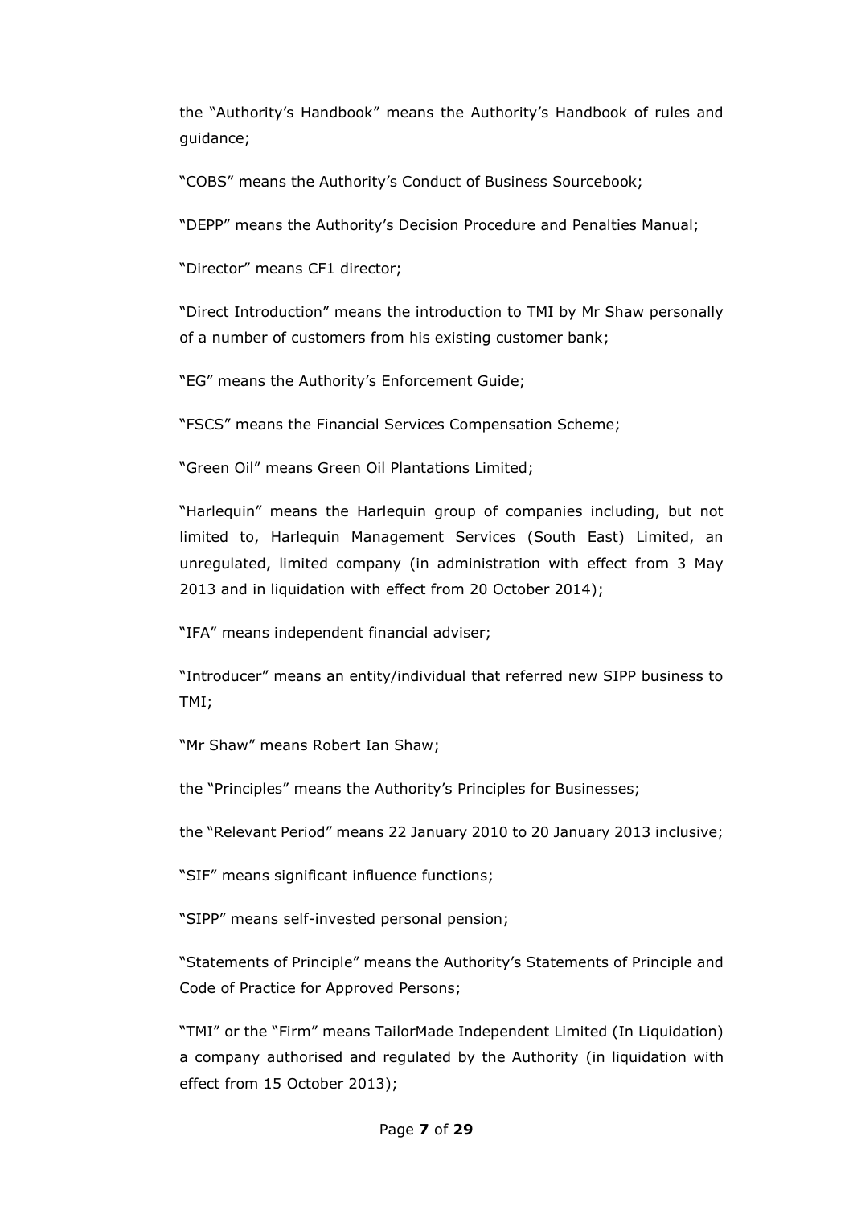the "Authority's Handbook" means the Authority's Handbook of rules and guidance;

"COBS" means the Authority's Conduct of Business Sourcebook;

"DEPP" means the Authority's Decision Procedure and Penalties Manual;

"Director" means CF1 director;

"Direct Introduction" means the introduction to TMI by Mr Shaw personally of a number of customers from his existing customer bank;

"EG" means the Authority's Enforcement Guide;

"FSCS" means the Financial Services Compensation Scheme;

"Green Oil" means Green Oil Plantations Limited;

"Harlequin" means the Harlequin group of companies including, but not limited to, Harlequin Management Services (South East) Limited, an unregulated, limited company (in administration with effect from 3 May 2013 and in liquidation with effect from 20 October 2014);

"IFA" means independent financial adviser;

"Introducer" means an entity/individual that referred new SIPP business to TMI;

"Mr Shaw" means Robert Ian Shaw;

the "Principles" means the Authority's Principles for Businesses;

the "Relevant Period" means 22 January 2010 to 20 January 2013 inclusive;

"SIF" means significant influence functions;

"SIPP" means self-invested personal pension;

"Statements of Principle" means the Authority's Statements of Principle and Code of Practice for Approved Persons;

"TMI" or the "Firm" means TailorMade Independent Limited (In Liquidation) a company authorised and regulated by the Authority (in liquidation with effect from 15 October 2013);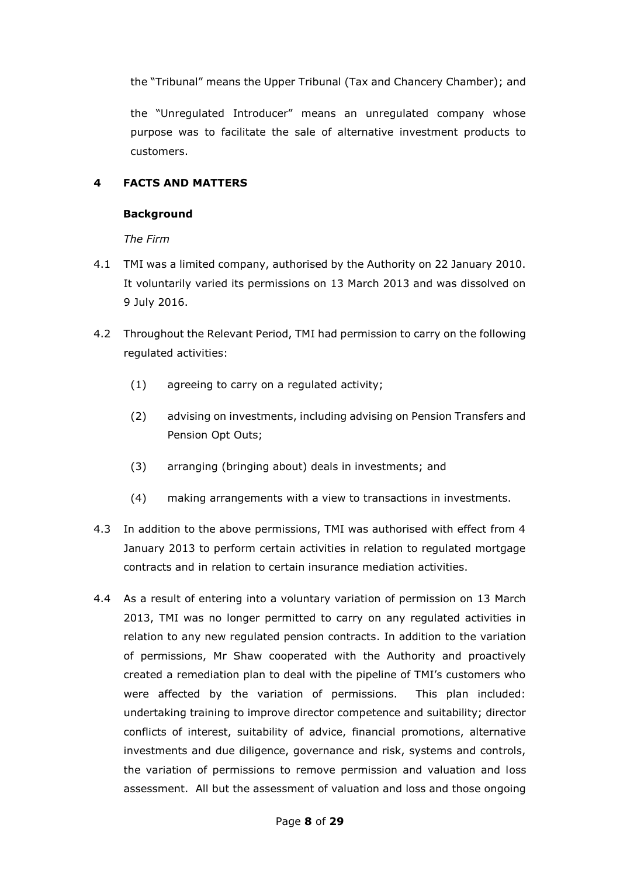the "Tribunal" means the Upper Tribunal (Tax and Chancery Chamber); and

the "Unregulated Introducer" means an unregulated company whose purpose was to facilitate the sale of alternative investment products to customers.

## 4 FACTS AND MATTERS

### Background

*The Firm*

4.1 TMI was a limited company, authorised by the Authority on 22 January 2010. It voluntarily varied its permissions on 13 March 2013 and was dissolved on 9 July 2016.

4.2 Throughout the Relevant Period, TMI had permission to carry on the following regulated activities:

(1) agreeing to carry on a regulated activity;

(2) advising on investments, including advising on Pension Transfers and Pension Opt Outs;

(3) arranging (bringing about) deals in investments; and

(4) making arrangements with a view to transactions in investments.

4.3 In addition to the above permissions, TMI was authorised with effect from 4 January 2013 to perform certain activities in relation to regulated mortgage contracts and in relation to certain insurance mediation activities.

4.4 As a result of entering into a voluntary variation of permission on 13 March 2013, TMI was no longer permitted to carry on any regulated activities in relation to any new regulated pension contracts. In addition to the variation of permissions, Mr Shaw cooperated with the Authority and proactively created a remediation plan to deal with the pipeline of TMI's customers who were affected by the variation of permissions. This plan included: undertaking training to improve director competence and suitability; director conflicts of interest, suitability of advice, financial promotions, alternative investments and due diligence, governance and risk, systems and controls, the variation of permissions to remove permission and valuation and loss assessment. All but the assessment of valuation and loss and those ongoing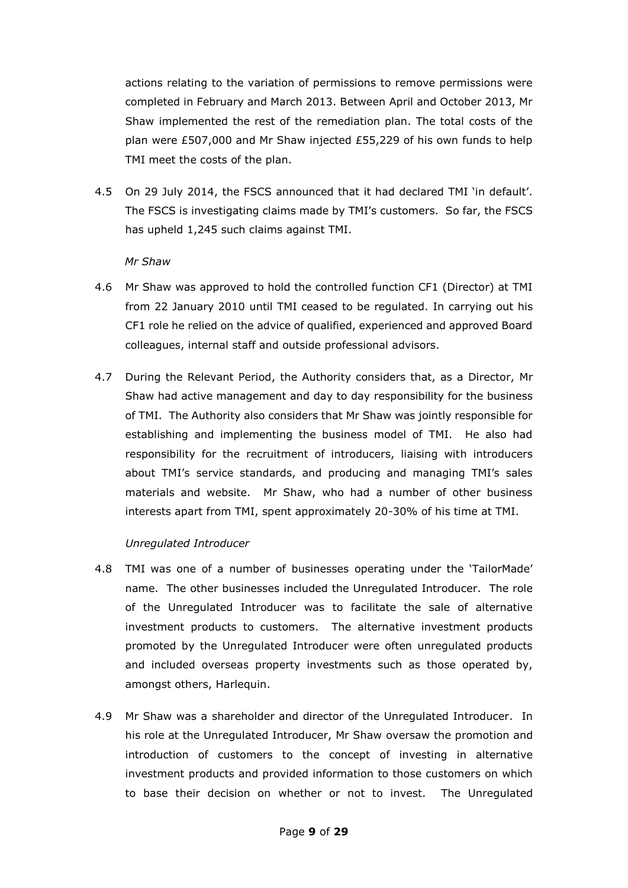actions relating to the variation of permissions to remove permissions were completed in February and March 2013. Between April and October 2013, Mr Shaw implemented the rest of the remediation plan. The total costs of the plan were £507,000 and Mr Shaw injected £55,229 of his own funds to help TMI meet the costs of the plan.

4.5 On 29 July 2014, the FSCS announced that it had declared TMI 'in default'. The FSCS is investigating claims made by TMI's customers. So far, the FSCS has upheld 1,245 such claims against TMI.

*Mr Shaw*

4.6 Mr Shaw was approved to hold the controlled function CF1 (Director) at TMI from 22 January 2010 until TMI ceased to be regulated. In carrying out his CF1 role he relied on the advice of qualified, experienced and approved Board colleagues, internal staff and outside professional advisors.

4.7 During the Relevant Period, the Authority considers that, as a Director, Mr Shaw had active management and day to day responsibility for the business of TMI. The Authority also considers that Mr Shaw was jointly responsible for establishing and implementing the business model of TMI. He also had responsibility for the recruitment of introducers, liaising with introducers about TMI's service standards, and producing and managing TMI's sales materials and website. Mr Shaw, who had a number of other business interests apart from TMI, spent approximately 20-30% of his time at TMI.

*Unregulated Introducer*

4.8 TMI was one of a number of businesses operating under the 'TailorMade' name. The other businesses included the Unregulated Introducer. The role of the Unregulated Introducer was to facilitate the sale of alternative investment products to customers. The alternative investment products promoted by the Unregulated Introducer were often unregulated products and included overseas property investments such as those operated by, amongst others, Harlequin.

4.9 Mr Shaw was a shareholder and director of the Unregulated Introducer. In his role at the Unregulated Introducer, Mr Shaw oversaw the promotion and introduction of customers to the concept of investing in alternative investment products and provided information to those customers on which to base their decision on whether or not to invest. The Unregulated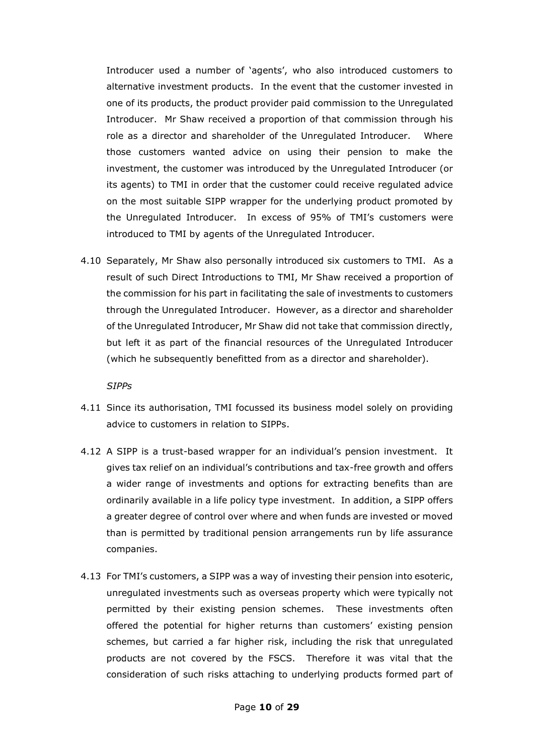Introducer used a number of 'agents', who also introduced customers to alternative investment products. In the event that the customer invested in one of its products, the product provider paid commission to the Unregulated Introducer. Mr Shaw received a proportion of that commission through his role as a director and shareholder of the Unregulated Introducer. Where those customers wanted advice on using their pension to make the investment, the customer was introduced by the Unregulated Introducer (or its agents) to TMI in order that the customer could receive regulated advice on the most suitable SIPP wrapper for the underlying product promoted by the Unregulated Introducer. In excess of 95% of TMI's customers were introduced to TMI by agents of the Unregulated Introducer.

4.10 Separately, Mr Shaw also personally introduced six customers to TMI. As a result of such Direct Introductions to TMI, Mr Shaw received a proportion of the commission for his part in facilitating the sale of investments to customers through the Unregulated Introducer. However, as a director and shareholder of the Unregulated Introducer, Mr Shaw did not take that commission directly, but left it as part of the financial resources of the Unregulated Introducer (which he subsequently benefitted from as a director and shareholder).

*SIPPs*

4.11 Since its authorisation, TMI focussed its business model solely on providing advice to customers in relation to SIPPs.

4.12 A SIPP is a trust-based wrapper for an individual's pension investment. It gives tax relief on an individual's contributions and tax-free growth and offers a wider range of investments and options for extracting benefits than are ordinarily available in a life policy type investment. In addition, a SIPP offers a greater degree of control over where and when funds are invested or moved than is permitted by traditional pension arrangements run by life assurance companies.

4.13 For TMI's customers, a SIPP was a way of investing their pension into esoteric, unregulated investments such as overseas property which were typically not permitted by their existing pension schemes. These investments often offered the potential for higher returns than customers' existing pension schemes, but carried a far higher risk, including the risk that unregulated products are not covered by the FSCS. Therefore it was vital that the consideration of such risks attaching to underlying products formed part of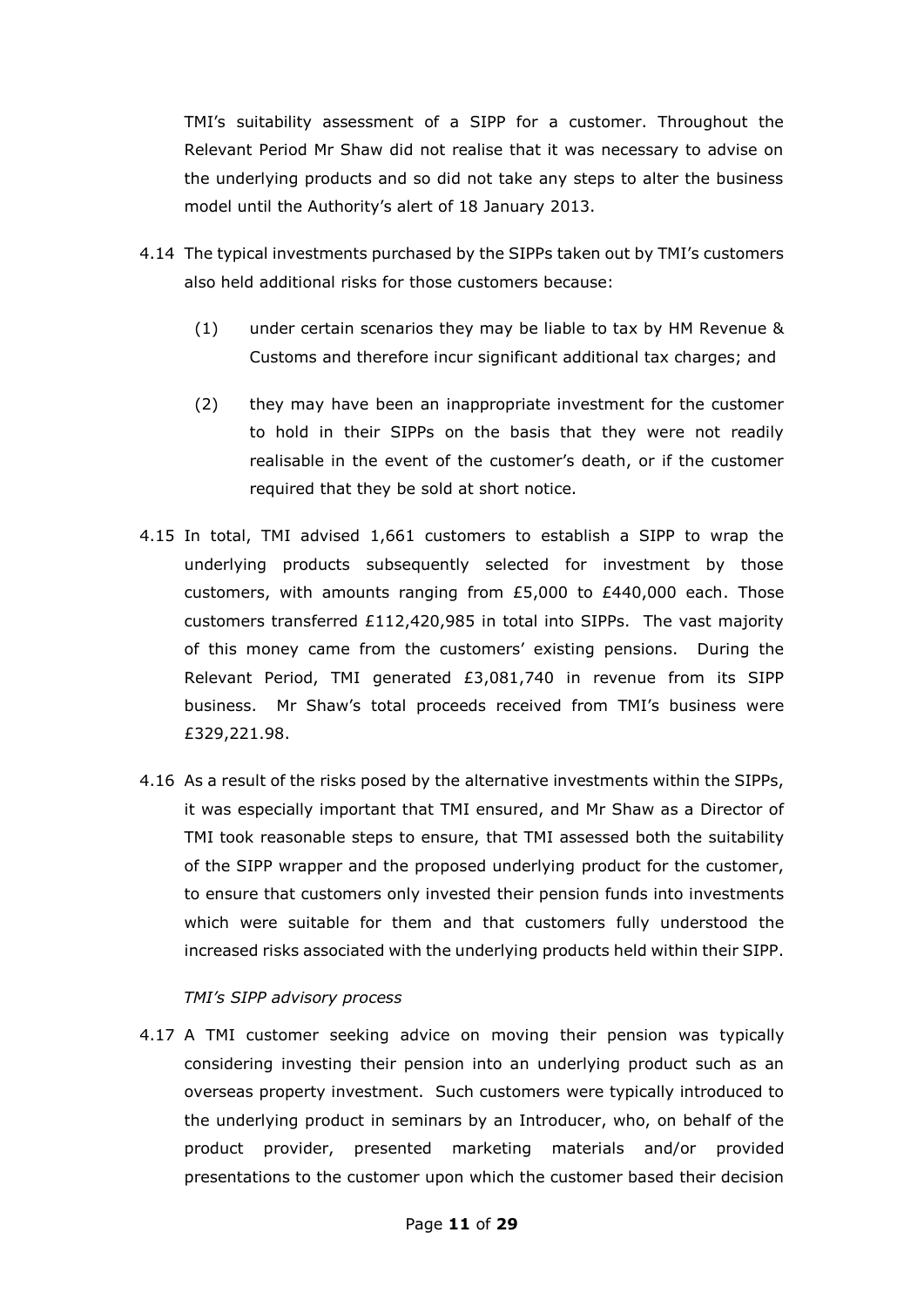TMI's suitability assessment of a SIPP for a customer. Throughout the Relevant Period Mr Shaw did not realise that it was necessary to advise on the underlying products and so did not take any steps to alter the business model until the Authority's alert of 18 January 2013.

4.14 The typical investments purchased by the SIPPs taken out by TMI's customers also held additional risks for those customers because:

(1) under certain scenarios they may be liable to tax by HM Revenue & Customs and therefore incur significant additional tax charges; and

(2) they may have been an inappropriate investment for the customer to hold in their SIPPs on the basis that they were not readily realisable in the event of the customer's death, or if the customer required that they be sold at short notice.

4.15 In total, TMI advised 1,661 customers to establish a SIPP to wrap the underlying products subsequently selected for investment by those customers, with amounts ranging from £5,000 to £440,000 each. Those customers transferred £112,420,985 in total into SIPPs. The vast majority of this money came from the customers' existing pensions. During the Relevant Period, TMI generated £3,081,740 in revenue from its SIPP business. Mr Shaw's total proceeds received from TMI's business were £329,221.98.

4.16 As a result of the risks posed by the alternative investments within the SIPPs, it was especially important that TMI ensured, and Mr Shaw as a Director of TMI took reasonable steps to ensure, that TMI assessed both the suitability of the SIPP wrapper and the proposed underlying product for the customer, to ensure that customers only invested their pension funds into investments which were suitable for them and that customers fully understood the increased risks associated with the underlying products held within their SIPP.

*TMI's SIPP advisory process*

4.17 A TMI customer seeking advice on moving their pension was typically considering investing their pension into an underlying product such as an overseas property investment. Such customers were typically introduced to the underlying product in seminars by an Introducer, who, on behalf of the product provider, presented marketing materials and/or provided presentations to the customer upon which the customer based their decision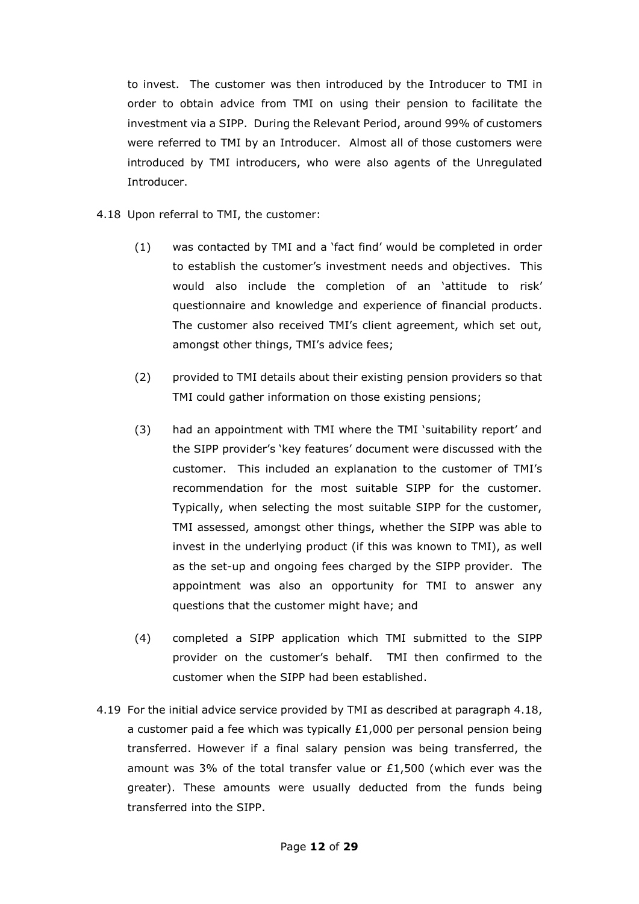to invest. The customer was then introduced by the Introducer to TMI in order to obtain advice from TMI on using their pension to facilitate the investment via a SIPP. During the Relevant Period, around 99% of customers were referred to TMI by an Introducer. Almost all of those customers were introduced by TMI introducers, who were also agents of the Unregulated Introducer.

4.18 Upon referral to TMI, the customer:

(1) was contacted by TMI and a 'fact find' would be completed in order to establish the customer's investment needs and objectives. This would also include the completion of an 'attitude to risk' questionnaire and knowledge and experience of financial products. The customer also received TMI's client agreement, which set out, amongst other things, TMI's advice fees;

(2) provided to TMI details about their existing pension providers so that TMI could gather information on those existing pensions;

(3) had an appointment with TMI where the TMI 'suitability report' and the SIPP provider's 'key features' document were discussed with the customer. This included an explanation to the customer of TMI's recommendation for the most suitable SIPP for the customer. Typically, when selecting the most suitable SIPP for the customer, TMI assessed, amongst other things, whether the SIPP was able to invest in the underlying product (if this was known to TMI), as well as the set-up and ongoing fees charged by the SIPP provider. The appointment was also an opportunity for TMI to answer any questions that the customer might have; and

(4) completed a SIPP application which TMI submitted to the SIPP provider on the customer's behalf. TMI then confirmed to the customer when the SIPP had been established.

4.19 For the initial advice service provided by TMI as described at paragraph 4.18, a customer paid a fee which was typically £1,000 per personal pension being transferred. However if a final salary pension was being transferred, the amount was 3% of the total transfer value or £1,500 (which ever was the greater). These amounts were usually deducted from the funds being transferred into the SIPP.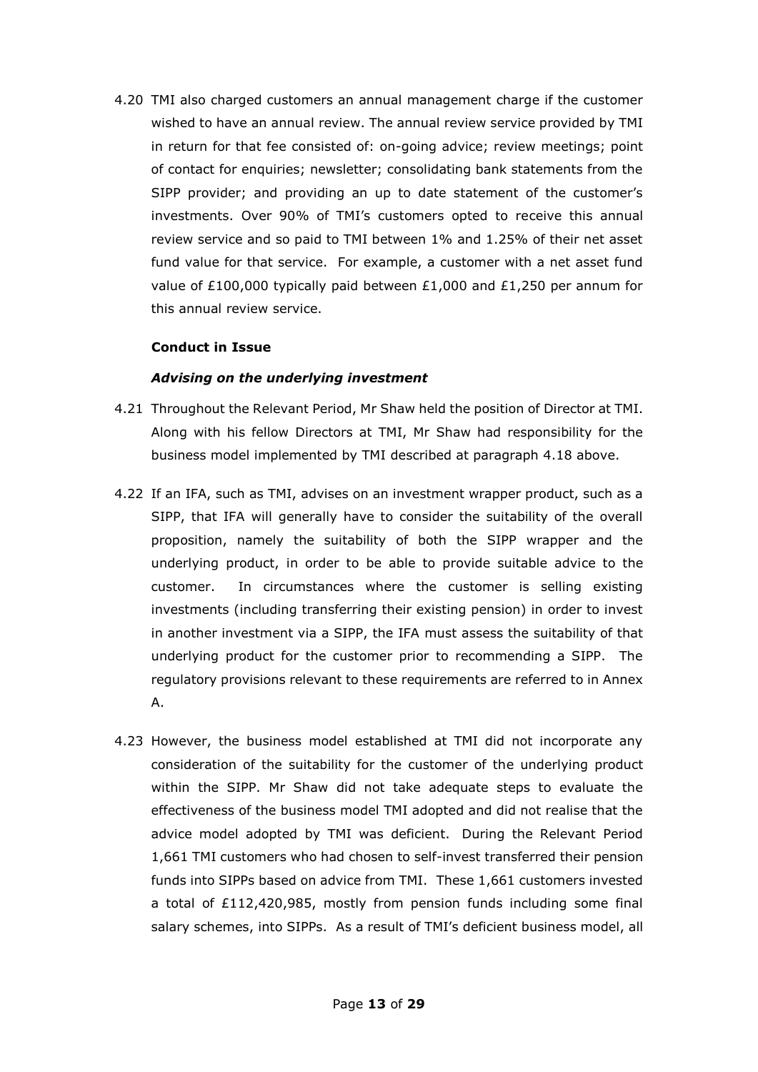4.20 TMI also charged customers an annual management charge if the customer wished to have an annual review. The annual review service provided by TMI in return for that fee consisted of: on-going advice; review meetings; point of contact for enquiries; newsletter; consolidating bank statements from the SIPP provider; and providing an up to date statement of the customer's investments. Over 90% of TMI's customers opted to receive this annual review service and so paid to TMI between 1% and 1.25% of their net asset fund value for that service. For example, a customer with a net asset fund value of £100,000 typically paid between £1,000 and £1,250 per annum for this annual review service.

**Conduct in Issue**

***Advising on the underlying investment***

4.21 Throughout the Relevant Period, Mr Shaw held the position of Director at TMI. Along with his fellow Directors at TMI, Mr Shaw had responsibility for the business model implemented by TMI described at paragraph 4.18 above.

4.22 If an IFA, such as TMI, advises on an investment wrapper product, such as a SIPP, that IFA will generally have to consider the suitability of the overall proposition, namely the suitability of both the SIPP wrapper and the underlying product, in order to be able to provide suitable advice to the customer. In circumstances where the customer is selling existing investments (including transferring their existing pension) in order to invest in another investment via a SIPP, the IFA must assess the suitability of that underlying product for the customer prior to recommending a SIPP. The regulatory provisions relevant to these requirements are referred to in Annex A.

4.23 However, the business model established at TMI did not incorporate any consideration of the suitability for the customer of the underlying product within the SIPP. Mr Shaw did not take adequate steps to evaluate the effectiveness of the business model TMI adopted and did not realise that the advice model adopted by TMI was deficient. During the Relevant Period 1,661 TMI customers who had chosen to self-invest transferred their pension funds into SIPPs based on advice from TMI. These 1,661 customers invested a total of £112,420,985, mostly from pension funds including some final salary schemes, into SIPPs. As a result of TMI's deficient business model, all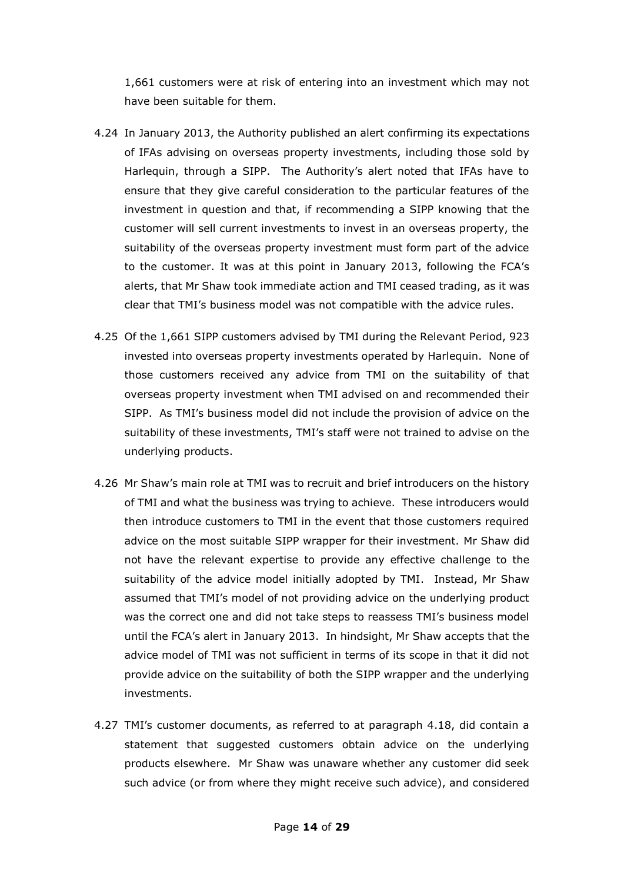1,661 customers were at risk of entering into an investment which may not have been suitable for them.

4.24 In January 2013, the Authority published an alert confirming its expectations of IFAs advising on overseas property investments, including those sold by Harlequin, through a SIPP. The Authority's alert noted that IFAs have to ensure that they give careful consideration to the particular features of the investment in question and that, if recommending a SIPP knowing that the customer will sell current investments to invest in an overseas property, the suitability of the overseas property investment must form part of the advice to the customer. It was at this point in January 2013, following the FCA's alerts, that Mr Shaw took immediate action and TMI ceased trading, as it was clear that TMI's business model was not compatible with the advice rules.

4.25 Of the 1,661 SIPP customers advised by TMI during the Relevant Period, 923 invested into overseas property investments operated by Harlequin. None of those customers received any advice from TMI on the suitability of that overseas property investment when TMI advised on and recommended their SIPP. As TMI's business model did not include the provision of advice on the suitability of these investments, TMI's staff were not trained to advise on the underlying products.

4.26 Mr Shaw's main role at TMI was to recruit and brief introducers on the history of TMI and what the business was trying to achieve. These introducers would then introduce customers to TMI in the event that those customers required advice on the most suitable SIPP wrapper for their investment. Mr Shaw did not have the relevant expertise to provide any effective challenge to the suitability of the advice model initially adopted by TMI. Instead, Mr Shaw assumed that TMI's model of not providing advice on the underlying product was the correct one and did not take steps to reassess TMI's business model until the FCA's alert in January 2013. In hindsight, Mr Shaw accepts that the advice model of TMI was not sufficient in terms of its scope in that it did not provide advice on the suitability of both the SIPP wrapper and the underlying investments.

4.27 TMI's customer documents, as referred to at paragraph 4.18, did contain a statement that suggested customers obtain advice on the underlying products elsewhere. Mr Shaw was unaware whether any customer did seek such advice (or from where they might receive such advice), and considered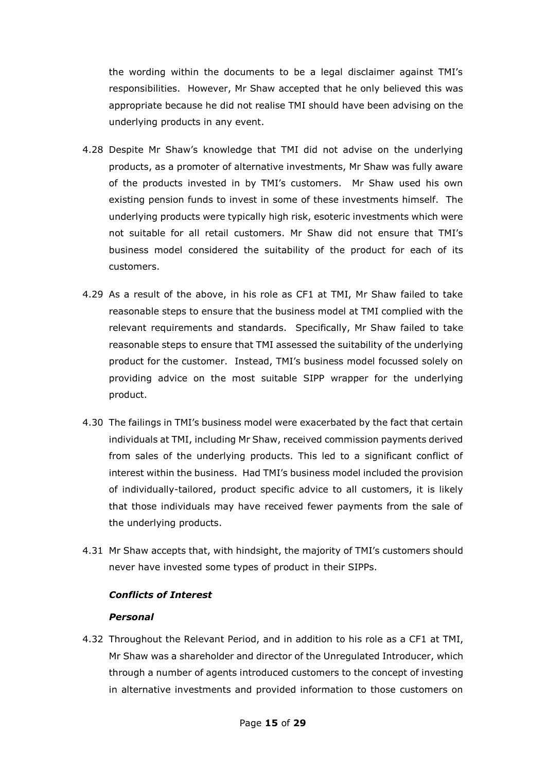the wording within the documents to be a legal disclaimer against TMI's responsibilities. However, Mr Shaw accepted that he only believed this was appropriate because he did not realise TMI should have been advising on the underlying products in any event.

4.28 Despite Mr Shaw's knowledge that TMI did not advise on the underlying products, as a promoter of alternative investments, Mr Shaw was fully aware of the products invested in by TMI's customers. Mr Shaw used his own existing pension funds to invest in some of these investments himself. The underlying products were typically high risk, esoteric investments which were not suitable for all retail customers. Mr Shaw did not ensure that TMI's business model considered the suitability of the product for each of its customers.

4.29 As a result of the above, in his role as CF1 at TMI, Mr Shaw failed to take reasonable steps to ensure that the business model at TMI complied with the relevant requirements and standards. Specifically, Mr Shaw failed to take reasonable steps to ensure that TMI assessed the suitability of the underlying product for the customer. Instead, TMI's business model focussed solely on providing advice on the most suitable SIPP wrapper for the underlying product.

4.30 The failings in TMI's business model were exacerbated by the fact that certain individuals at TMI, including Mr Shaw, received commission payments derived from sales of the underlying products. This led to a significant conflict of interest within the business. Had TMI's business model included the provision of individually-tailored, product specific advice to all customers, it is likely that those individuals may have received fewer payments from the sale of the underlying products.

4.31 Mr Shaw accepts that, with hindsight, the majority of TMI's customers should never have invested some types of product in their SIPPs.

***Conflicts of Interest***

***Personal***

4.32 Throughout the Relevant Period, and in addition to his role as a CF1 at TMI, Mr Shaw was a shareholder and director of the Unregulated Introducer, which through a number of agents introduced customers to the concept of investing in alternative investments and provided information to those customers on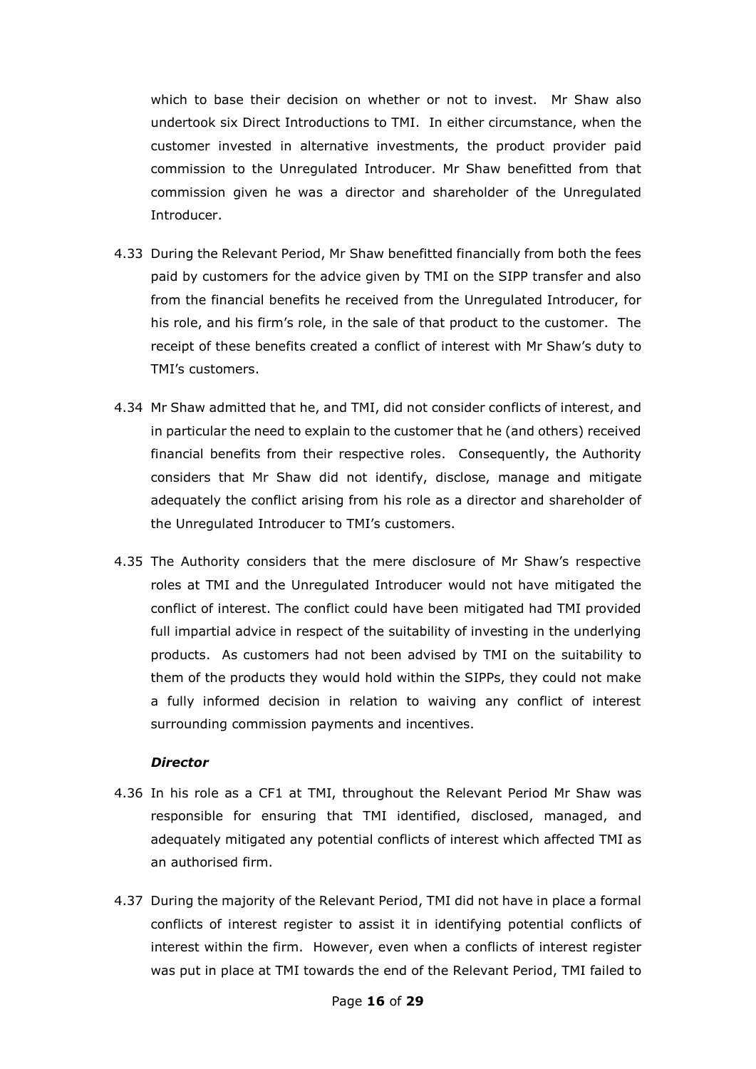which to base their decision on whether or not to invest. Mr Shaw also undertook six Direct Introductions to TMI. In either circumstance, when the customer invested in alternative investments, the product provider paid commission to the Unregulated Introducer. Mr Shaw benefitted from that commission given he was a director and shareholder of the Unregulated Introducer.

4.33 During the Relevant Period, Mr Shaw benefitted financially from both the fees paid by customers for the advice given by TMI on the SIPP transfer and also from the financial benefits he received from the Unregulated Introducer, for his role, and his firm's role, in the sale of that product to the customer. The receipt of these benefits created a conflict of interest with Mr Shaw's duty to TMI's customers.

4.34 Mr Shaw admitted that he, and TMI, did not consider conflicts of interest, and in particular the need to explain to the customer that he (and others) received financial benefits from their respective roles. Consequently, the Authority considers that Mr Shaw did not identify, disclose, manage and mitigate adequately the conflict arising from his role as a director and shareholder of the Unregulated Introducer to TMI's customers.

4.35 The Authority considers that the mere disclosure of Mr Shaw's respective roles at TMI and the Unregulated Introducer would not have mitigated the conflict of interest. The conflict could have been mitigated had TMI provided full impartial advice in respect of the suitability of investing in the underlying products. As customers had not been advised by TMI on the suitability to them of the products they would hold within the SIPPs, they could not make a fully informed decision in relation to waiving any conflict of interest surrounding commission payments and incentives.

***Director***

4.36 In his role as a CF1 at TMI, throughout the Relevant Period Mr Shaw was responsible for ensuring that TMI identified, disclosed, managed, and adequately mitigated any potential conflicts of interest which affected TMI as an authorised firm.

4.37 During the majority of the Relevant Period, TMI did not have in place a formal conflicts of interest register to assist it in identifying potential conflicts of interest within the firm. However, even when a conflicts of interest register was put in place at TMI towards the end of the Relevant Period, TMI failed to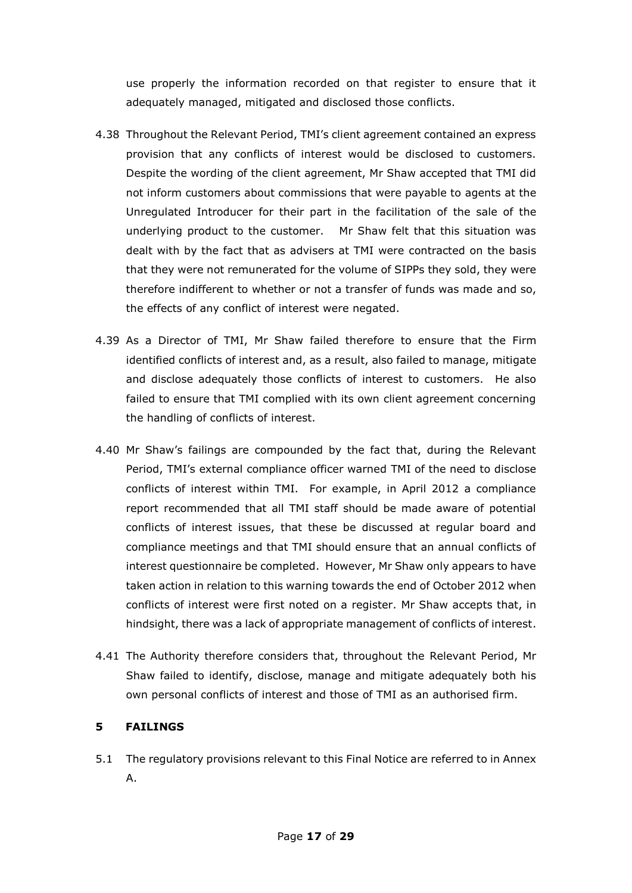use properly the information recorded on that register to ensure that it adequately managed, mitigated and disclosed those conflicts.

4.38 Throughout the Relevant Period, TMI's client agreement contained an express provision that any conflicts of interest would be disclosed to customers. Despite the wording of the client agreement, Mr Shaw accepted that TMI did not inform customers about commissions that were payable to agents at the Unregulated Introducer for their part in the facilitation of the sale of the underlying product to the customer. Mr Shaw felt that this situation was dealt with by the fact that as advisers at TMI were contracted on the basis that they were not remunerated for the volume of SIPPs they sold, they were therefore indifferent to whether or not a transfer of funds was made and so, the effects of any conflict of interest were negated.

4.39 As a Director of TMI, Mr Shaw failed therefore to ensure that the Firm identified conflicts of interest and, as a result, also failed to manage, mitigate and disclose adequately those conflicts of interest to customers. He also failed to ensure that TMI complied with its own client agreement concerning the handling of conflicts of interest.

4.40 Mr Shaw's failings are compounded by the fact that, during the Relevant Period, TMI's external compliance officer warned TMI of the need to disclose conflicts of interest within TMI. For example, in April 2012 a compliance report recommended that all TMI staff should be made aware of potential conflicts of interest issues, that these be discussed at regular board and compliance meetings and that TMI should ensure that an annual conflicts of interest questionnaire be completed. However, Mr Shaw only appears to have taken action in relation to this warning towards the end of October 2012 when conflicts of interest were first noted on a register. Mr Shaw accepts that, in hindsight, there was a lack of appropriate management of conflicts of interest.

4.41 The Authority therefore considers that, throughout the Relevant Period, Mr Shaw failed to identify, disclose, manage and mitigate adequately both his own personal conflicts of interest and those of TMI as an authorised firm.

## 5 FAILINGS

5.1 The regulatory provisions relevant to this Final Notice are referred to in Annex A.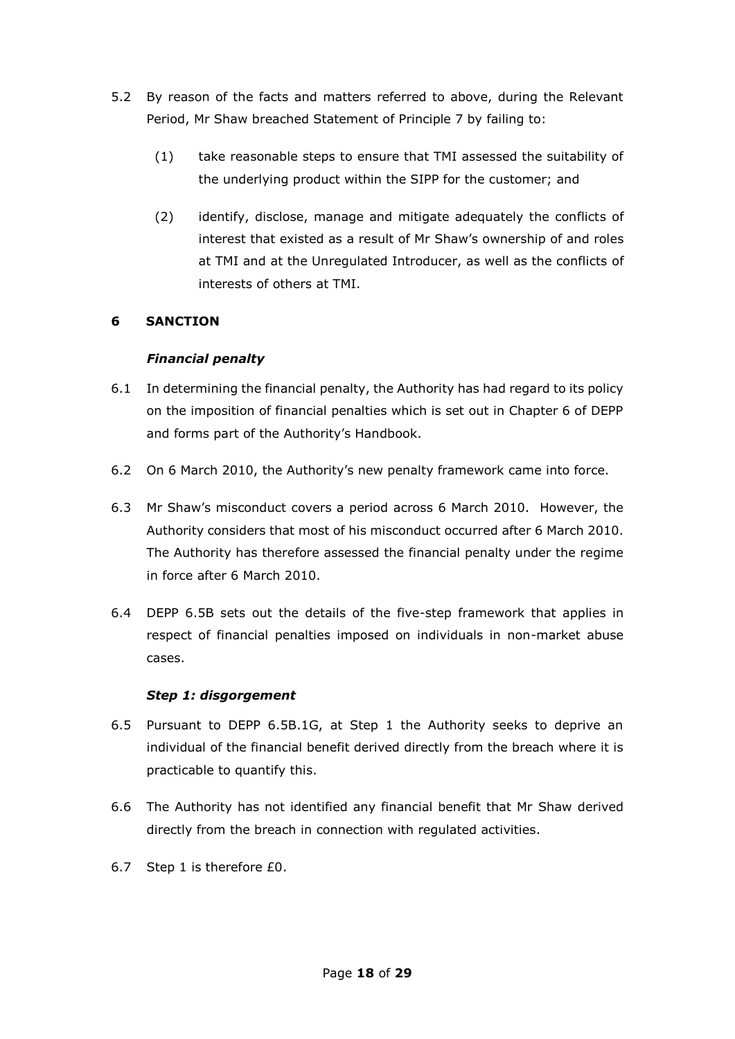5.2 By reason of the facts and matters referred to above, during the Relevant Period, Mr Shaw breached Statement of Principle 7 by failing to:

(1) take reasonable steps to ensure that TMI assessed the suitability of the underlying product within the SIPP for the customer; and

(2) identify, disclose, manage and mitigate adequately the conflicts of interest that existed as a result of Mr Shaw's ownership of and roles at TMI and at the Unregulated Introducer, as well as the conflicts of interests of others at TMI.

## 6 SANCTION

### *Financial penalty*

6.1 In determining the financial penalty, the Authority has had regard to its policy on the imposition of financial penalties which is set out in Chapter 6 of DEPP and forms part of the Authority's Handbook.

6.2 On 6 March 2010, the Authority's new penalty framework came into force.

6.3 Mr Shaw's misconduct covers a period across 6 March 2010. However, the Authority considers that most of his misconduct occurred after 6 March 2010. The Authority has therefore assessed the financial penalty under the regime in force after 6 March 2010.

6.4 DEPP 6.5B sets out the details of the five-step framework that applies in respect of financial penalties imposed on individuals in non-market abuse cases.

### *Step 1: disgorgement*

6.5 Pursuant to DEPP 6.5B.1G, at Step 1 the Authority seeks to deprive an individual of the financial benefit derived directly from the breach where it is practicable to quantify this.

6.6 The Authority has not identified any financial benefit that Mr Shaw derived directly from the breach in connection with regulated activities.

6.7 Step 1 is therefore £0.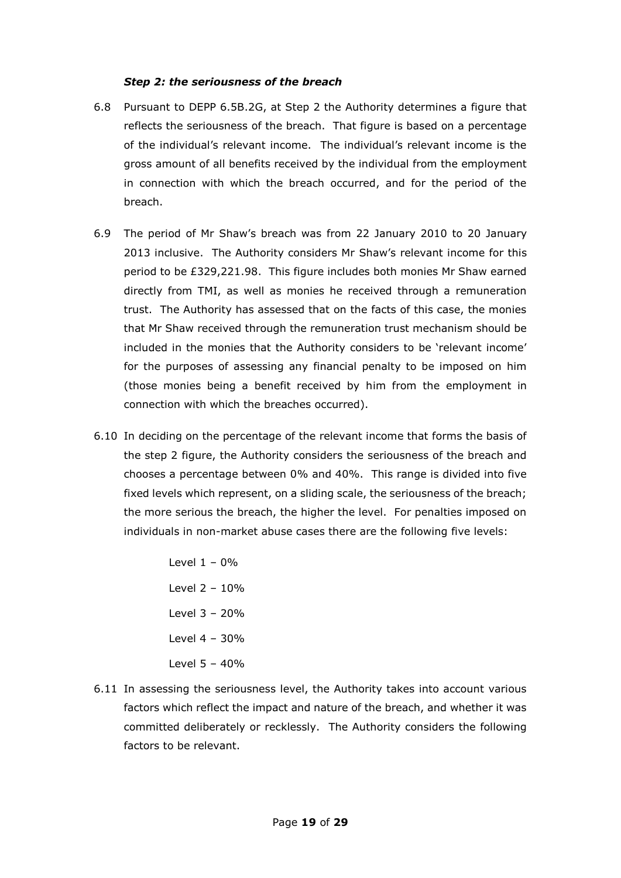***Step 2: the seriousness of the breach***

6.8 Pursuant to DEPP 6.5B.2G, at Step 2 the Authority determines a figure that reflects the seriousness of the breach. That figure is based on a percentage of the individual's relevant income. The individual's relevant income is the gross amount of all benefits received by the individual from the employment in connection with which the breach occurred, and for the period of the breach.

6.9 The period of Mr Shaw's breach was from 22 January 2010 to 20 January 2013 inclusive. The Authority considers Mr Shaw's relevant income for this period to be £329,221.98. This figure includes both monies Mr Shaw earned directly from TMI, as well as monies he received through a remuneration trust. The Authority has assessed that on the facts of this case, the monies that Mr Shaw received through the remuneration trust mechanism should be included in the monies that the Authority considers to be 'relevant income' for the purposes of assessing any financial penalty to be imposed on him (those monies being a benefit received by him from the employment in connection with which the breaches occurred).

6.10 In deciding on the percentage of the relevant income that forms the basis of the step 2 figure, the Authority considers the seriousness of the breach and chooses a percentage between 0% and 40%. This range is divided into five fixed levels which represent, on a sliding scale, the seriousness of the breach; the more serious the breach, the higher the level. For penalties imposed on individuals in non-market abuse cases there are the following five levels:

Level 1 – 0%

Level 2 – 10%

Level 3 – 20%

Level 4 – 30%

Level 5 – 40%

6.11 In assessing the seriousness level, the Authority takes into account various factors which reflect the impact and nature of the breach, and whether it was committed deliberately or recklessly. The Authority considers the following factors to be relevant.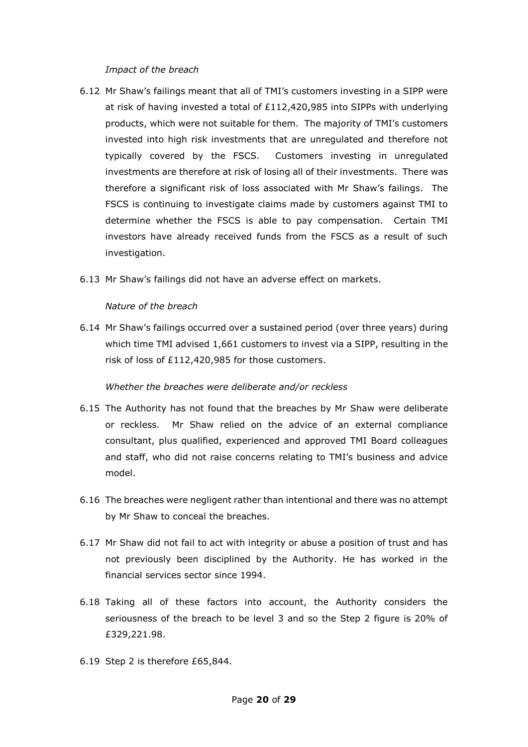*Impact of the breach*

6.12 Mr Shaw's failings meant that all of TMI's customers investing in a SIPP were at risk of having invested a total of £112,420,985 into SIPPs with underlying products, which were not suitable for them. The majority of TMI's customers invested into high risk investments that are unregulated and therefore not typically covered by the FSCS. Customers investing in unregulated investments are therefore at risk of losing all of their investments. There was therefore a significant risk of loss associated with Mr Shaw's failings. The FSCS is continuing to investigate claims made by customers against TMI to determine whether the FSCS is able to pay compensation. Certain TMI investors have already received funds from the FSCS as a result of such investigation.

6.13 Mr Shaw's failings did not have an adverse effect on markets.

*Nature of the breach*

6.14 Mr Shaw's failings occurred over a sustained period (over three years) during which time TMI advised 1,661 customers to invest via a SIPP, resulting in the risk of loss of £112,420,985 for those customers.

*Whether the breaches were deliberate and/or reckless*

6.15 The Authority has not found that the breaches by Mr Shaw were deliberate or reckless. Mr Shaw relied on the advice of an external compliance consultant, plus qualified, experienced and approved TMI Board colleagues and staff, who did not raise concerns relating to TMI's business and advice model.

6.16 The breaches were negligent rather than intentional and there was no attempt by Mr Shaw to conceal the breaches.

6.17 Mr Shaw did not fail to act with integrity or abuse a position of trust and has not previously been disciplined by the Authority. He has worked in the financial services sector since 1994.

6.18 Taking all of these factors into account, the Authority considers the seriousness of the breach to be level 3 and so the Step 2 figure is 20% of £329,221.98.

6.19 Step 2 is therefore £65,844.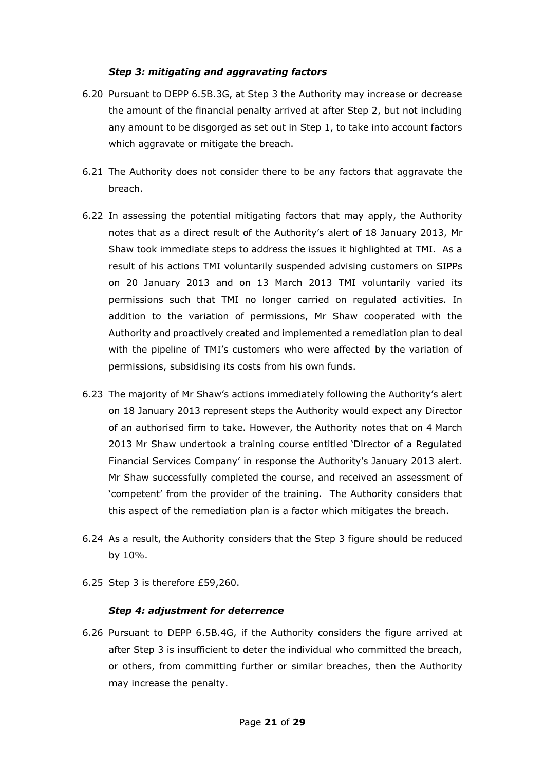### *Step 3: mitigating and aggravating factors*

6.20 Pursuant to DEPP 6.5B.3G, at Step 3 the Authority may increase or decrease the amount of the financial penalty arrived at after Step 2, but not including any amount to be disgorged as set out in Step 1, to take into account factors which aggravate or mitigate the breach.

6.21 The Authority does not consider there to be any factors that aggravate the breach.

6.22 In assessing the potential mitigating factors that may apply, the Authority notes that as a direct result of the Authority's alert of 18 January 2013, Mr Shaw took immediate steps to address the issues it highlighted at TMI. As a result of his actions TMI voluntarily suspended advising customers on SIPPs on 20 January 2013 and on 13 March 2013 TMI voluntarily varied its permissions such that TMI no longer carried on regulated activities. In addition to the variation of permissions, Mr Shaw cooperated with the Authority and proactively created and implemented a remediation plan to deal with the pipeline of TMI's customers who were affected by the variation of permissions, subsidising its costs from his own funds.

6.23 The majority of Mr Shaw's actions immediately following the Authority's alert on 18 January 2013 represent steps the Authority would expect any Director of an authorised firm to take. However, the Authority notes that on 4 March 2013 Mr Shaw undertook a training course entitled 'Director of a Regulated Financial Services Company' in response the Authority's January 2013 alert. Mr Shaw successfully completed the course, and received an assessment of 'competent' from the provider of the training. The Authority considers that this aspect of the remediation plan is a factor which mitigates the breach.

6.24 As a result, the Authority considers that the Step 3 figure should be reduced by 10%.

6.25 Step 3 is therefore £59,260.

### *Step 4: adjustment for deterrence*

6.26 Pursuant to DEPP 6.5B.4G, if the Authority considers the figure arrived at after Step 3 is insufficient to deter the individual who committed the breach, or others, from committing further or similar breaches, then the Authority may increase the penalty.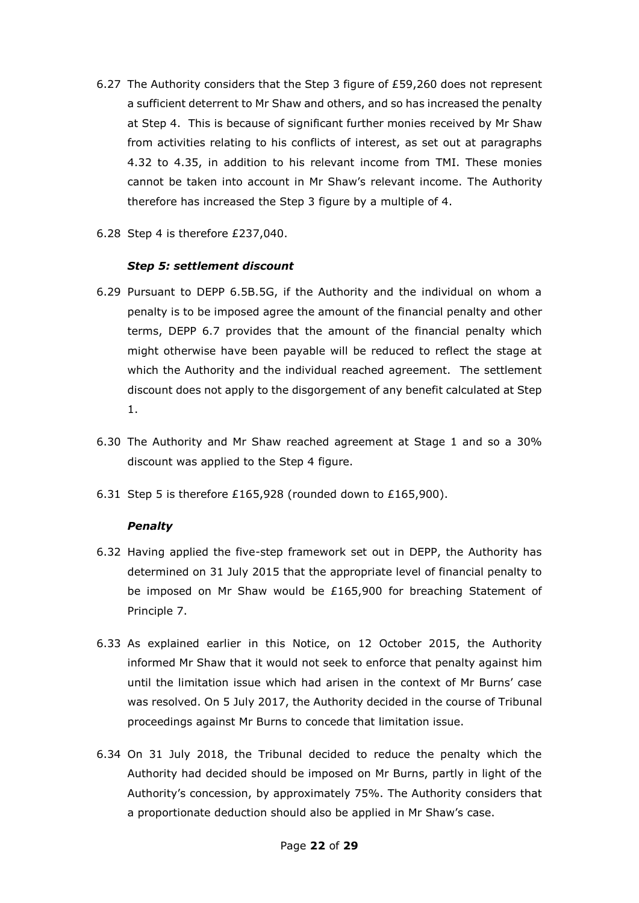6.27 The Authority considers that the Step 3 figure of £59,260 does not represent a sufficient deterrent to Mr Shaw and others, and so has increased the penalty at Step 4. This is because of significant further monies received by Mr Shaw from activities relating to his conflicts of interest, as set out at paragraphs 4.32 to 4.35, in addition to his relevant income from TMI. These monies cannot be taken into account in Mr Shaw's relevant income. The Authority therefore has increased the Step 3 figure by a multiple of 4.

6.28 Step 4 is therefore £237,040.

***Step 5: settlement discount***

6.29 Pursuant to DEPP 6.5B.5G, if the Authority and the individual on whom a penalty is to be imposed agree the amount of the financial penalty and other terms, DEPP 6.7 provides that the amount of the financial penalty which might otherwise have been payable will be reduced to reflect the stage at which the Authority and the individual reached agreement. The settlement discount does not apply to the disgorgement of any benefit calculated at Step 1.

6.30 The Authority and Mr Shaw reached agreement at Stage 1 and so a 30% discount was applied to the Step 4 figure.

6.31 Step 5 is therefore £165,928 (rounded down to £165,900).

***Penalty***

6.32 Having applied the five-step framework set out in DEPP, the Authority has determined on 31 July 2015 that the appropriate level of financial penalty to be imposed on Mr Shaw would be £165,900 for breaching Statement of Principle 7.

6.33 As explained earlier in this Notice, on 12 October 2015, the Authority informed Mr Shaw that it would not seek to enforce that penalty against him until the limitation issue which had arisen in the context of Mr Burns' case was resolved. On 5 July 2017, the Authority decided in the course of Tribunal proceedings against Mr Burns to concede that limitation issue.

6.34 On 31 July 2018, the Tribunal decided to reduce the penalty which the Authority had decided should be imposed on Mr Burns, partly in light of the Authority's concession, by approximately 75%. The Authority considers that a proportionate deduction should also be applied in Mr Shaw's case.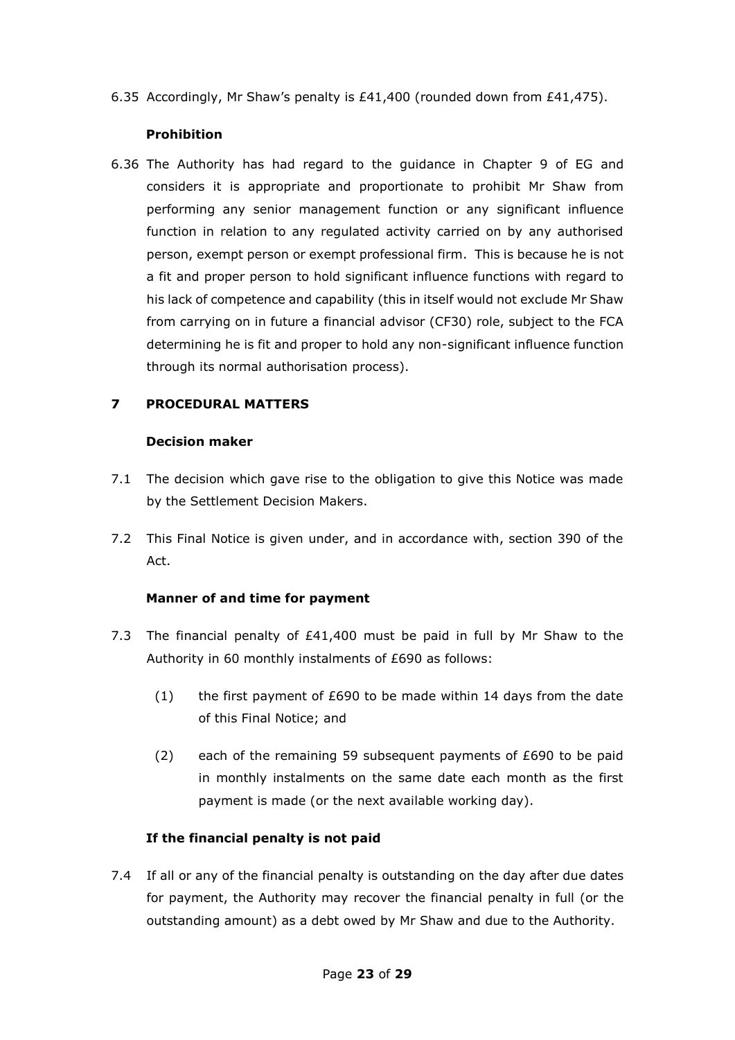6.35 Accordingly, Mr Shaw's penalty is £41,400 (rounded down from £41,475).

**Prohibition**

6.36 The Authority has had regard to the guidance in Chapter 9 of EG and considers it is appropriate and proportionate to prohibit Mr Shaw from performing any senior management function or any significant influence function in relation to any regulated activity carried on by any authorised person, exempt person or exempt professional firm. This is because he is not a fit and proper person to hold significant influence functions with regard to his lack of competence and capability (this in itself would not exclude Mr Shaw from carrying on in future a financial advisor (CF30) role, subject to the FCA determining he is fit and proper to hold any non-significant influence function through its normal authorisation process).

## 7 PROCEDURAL MATTERS

**Decision maker**

7.1 The decision which gave rise to the obligation to give this Notice was made by the Settlement Decision Makers.

7.2 This Final Notice is given under, and in accordance with, section 390 of the Act.

**Manner of and time for payment**

7.3 The financial penalty of £41,400 must be paid in full by Mr Shaw to the Authority in 60 monthly instalments of £690 as follows:

(1) the first payment of £690 to be made within 14 days from the date of this Final Notice; and

(2) each of the remaining 59 subsequent payments of £690 to be paid in monthly instalments on the same date each month as the first payment is made (or the next available working day).

**If the financial penalty is not paid**

7.4 If all or any of the financial penalty is outstanding on the day after due dates for payment, the Authority may recover the financial penalty in full (or the outstanding amount) as a debt owed by Mr Shaw and due to the Authority.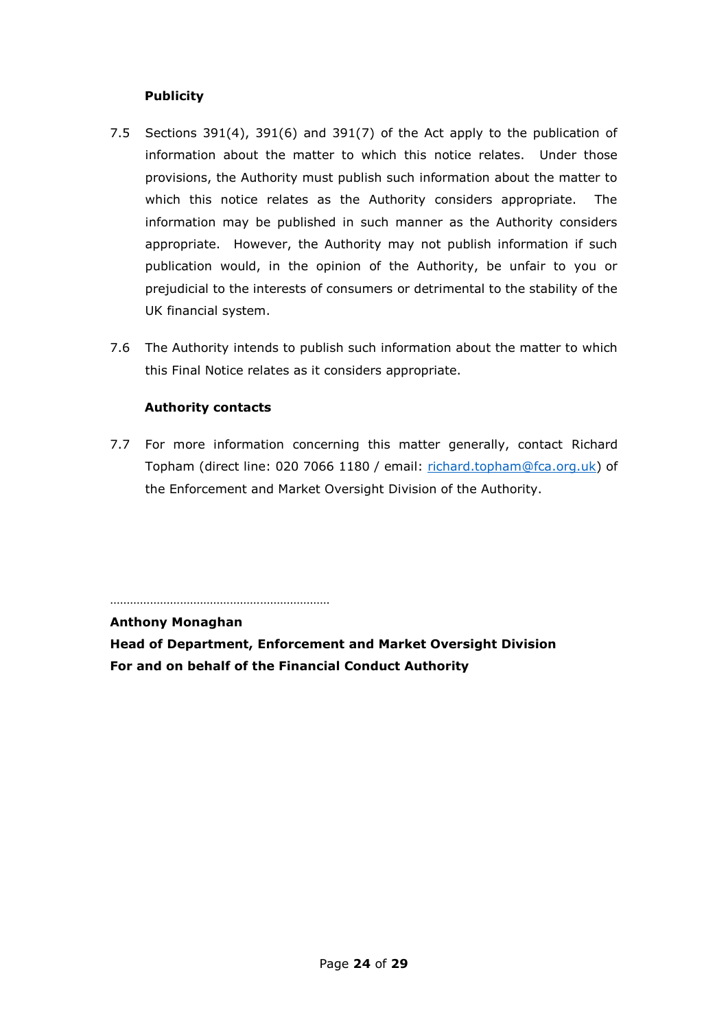**Publicity**

7.5 Sections 391(4), 391(6) and 391(7) of the Act apply to the publication of information about the matter to which this notice relates. Under those provisions, the Authority must publish such information about the matter to which this notice relates as the Authority considers appropriate. The information may be published in such manner as the Authority considers appropriate. However, the Authority may not publish information if such publication would, in the opinion of the Authority, be unfair to you or prejudicial to the interests of consumers or detrimental to the stability of the UK financial system.

7.6 The Authority intends to publish such information about the matter to which this Final Notice relates as it considers appropriate.

**Authority contacts**

7.7 For more information concerning this matter generally, contact Richard Topham (direct line: 020 7066 1180 / email: richard.topham@fca.org.uk) of the Enforcement and Market Oversight Division of the Authority.

…………………………………………………………

**Anthony Monaghan**
**Head of Department, Enforcement and Market Oversight Division**
**For and on behalf of the Financial Conduct Authority**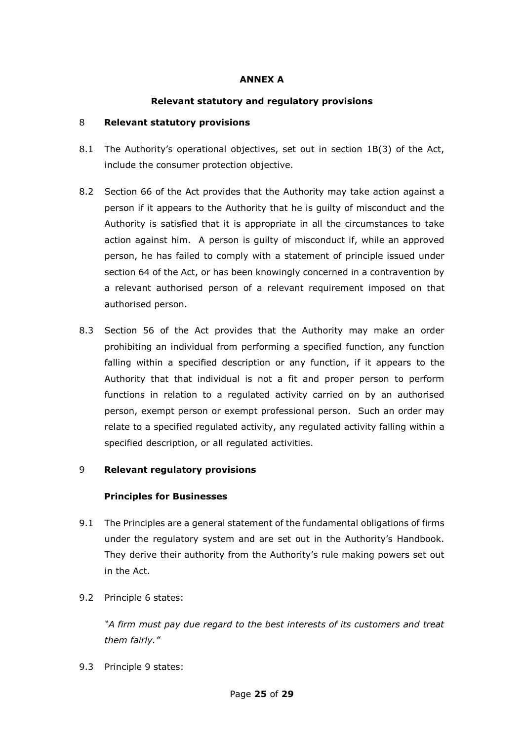**ANNEX A**

**Relevant statutory and regulatory provisions**

8 **Relevant statutory provisions**

8.1 The Authority's operational objectives, set out in section 1B(3) of the Act, include the consumer protection objective.

8.2 Section 66 of the Act provides that the Authority may take action against a person if it appears to the Authority that he is guilty of misconduct and the Authority is satisfied that it is appropriate in all the circumstances to take action against him. A person is guilty of misconduct if, while an approved person, he has failed to comply with a statement of principle issued under section 64 of the Act, or has been knowingly concerned in a contravention by a relevant authorised person of a relevant requirement imposed on that authorised person.

8.3 Section 56 of the Act provides that the Authority may make an order prohibiting an individual from performing a specified function, any function falling within a specified description or any function, if it appears to the Authority that that individual is not a fit and proper person to perform functions in relation to a regulated activity carried on by an authorised person, exempt person or exempt professional person. Such an order may relate to a specified regulated activity, any regulated activity falling within a specified description, or all regulated activities.

9 **Relevant regulatory provisions**

**Principles for Businesses**

9.1 The Principles are a general statement of the fundamental obligations of firms under the regulatory system and are set out in the Authority's Handbook. They derive their authority from the Authority's rule making powers set out in the Act.

9.2 Principle 6 states:

*"A firm must pay due regard to the best interests of its customers and treat them fairly."*

9.3 Principle 9 states: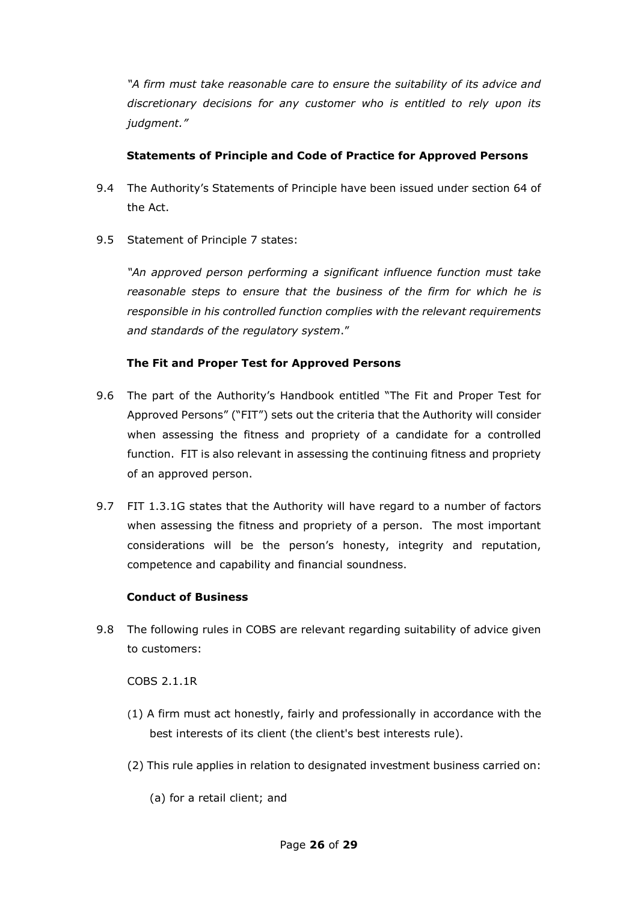*"A firm must take reasonable care to ensure the suitability of its advice and discretionary decisions for any customer who is entitled to rely upon its judgment."*

**Statements of Principle and Code of Practice for Approved Persons**

9.4 The Authority's Statements of Principle have been issued under section 64 of the Act.

9.5 Statement of Principle 7 states:

*"An approved person performing a significant influence function must take reasonable steps to ensure that the business of the firm for which he is responsible in his controlled function complies with the relevant requirements and standards of the regulatory system*."

**The Fit and Proper Test for Approved Persons**

9.6 The part of the Authority's Handbook entitled "The Fit and Proper Test for Approved Persons" ("FIT") sets out the criteria that the Authority will consider when assessing the fitness and propriety of a candidate for a controlled function. FIT is also relevant in assessing the continuing fitness and propriety of an approved person.

9.7 FIT 1.3.1G states that the Authority will have regard to a number of factors when assessing the fitness and propriety of a person. The most important considerations will be the person's honesty, integrity and reputation, competence and capability and financial soundness.

**Conduct of Business**

9.8 The following rules in COBS are relevant regarding suitability of advice given to customers:

COBS 2.1.1R

(1) A firm must act honestly, fairly and professionally in accordance with the best interests of its client (the client's best interests rule).

(2) This rule applies in relation to designated investment business carried on:

(a) for a retail client; and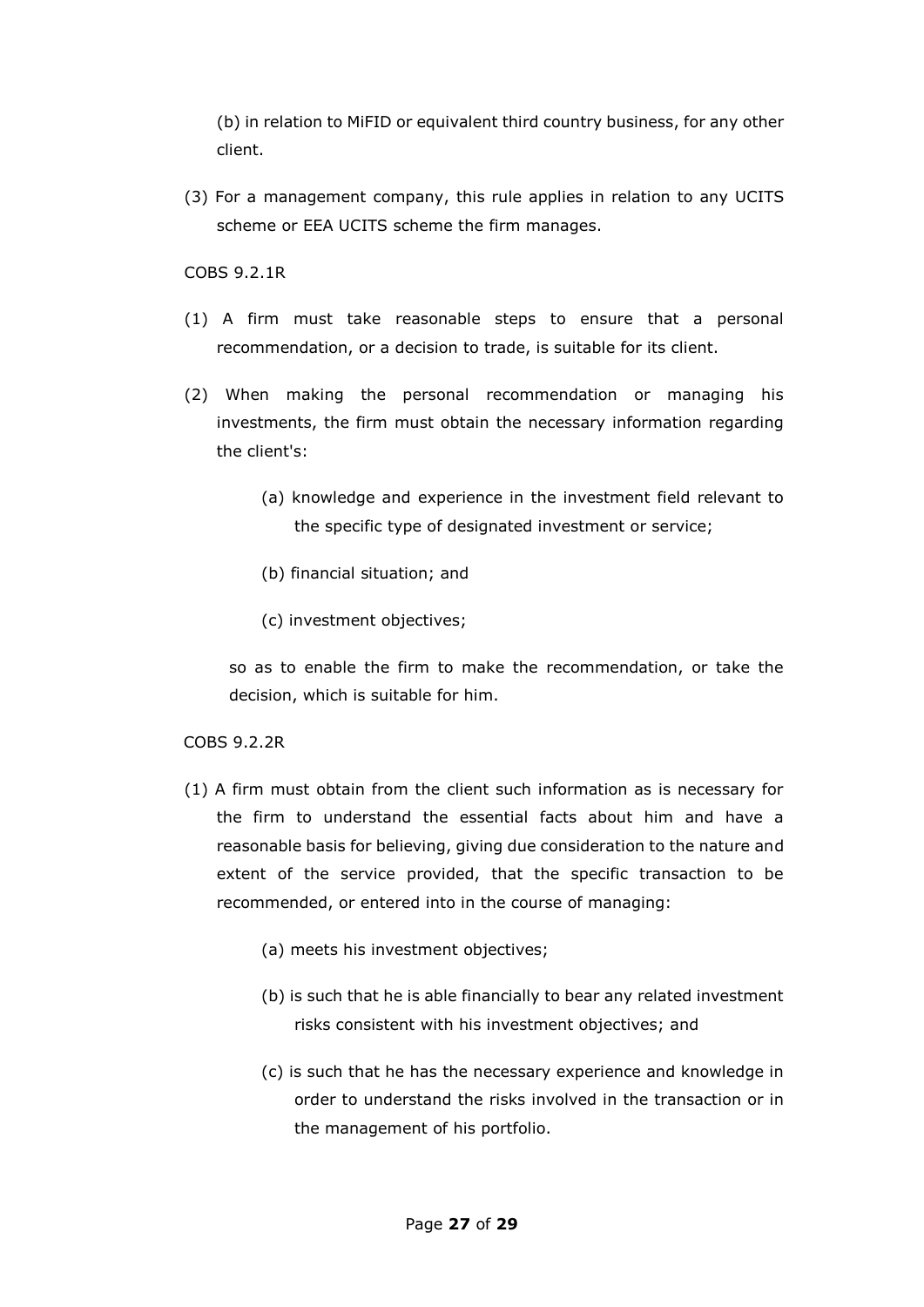(b) in relation to MiFID or equivalent third country business, for any other client.

(3) For a management company, this rule applies in relation to any UCITS scheme or EEA UCITS scheme the firm manages.

COBS 9.2.1R

(1) A firm must take reasonable steps to ensure that a personal recommendation, or a decision to trade, is suitable for its client.

(2) When making the personal recommendation or managing his investments, the firm must obtain the necessary information regarding the client's:

  (a) knowledge and experience in the investment field relevant to the specific type of designated investment or service;

  (b) financial situation; and

  (c) investment objectives;

  so as to enable the firm to make the recommendation, or take the decision, which is suitable for him.

COBS 9.2.2R

(1) A firm must obtain from the client such information as is necessary for the firm to understand the essential facts about him and have a reasonable basis for believing, giving due consideration to the nature and extent of the service provided, that the specific transaction to be recommended, or entered into in the course of managing:

  (a) meets his investment objectives;

  (b) is such that he is able financially to bear any related investment risks consistent with his investment objectives; and

  (c) is such that he has the necessary experience and knowledge in order to understand the risks involved in the transaction or in the management of his portfolio.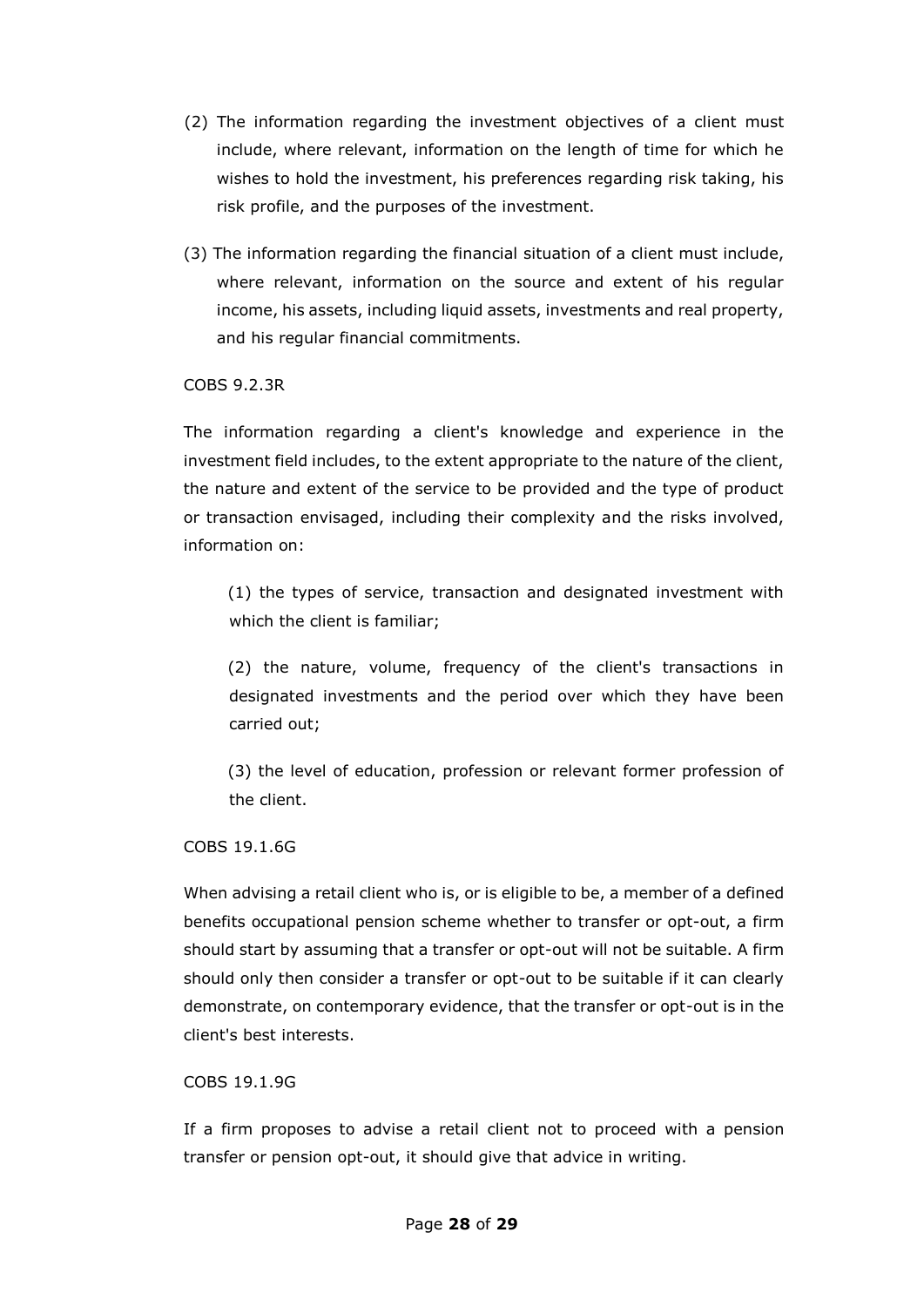(2) The information regarding the investment objectives of a client must include, where relevant, information on the length of time for which he wishes to hold the investment, his preferences regarding risk taking, his risk profile, and the purposes of the investment.

(3) The information regarding the financial situation of a client must include, where relevant, information on the source and extent of his regular income, his assets, including liquid assets, investments and real property, and his regular financial commitments.

COBS 9.2.3R

The information regarding a client's knowledge and experience in the investment field includes, to the extent appropriate to the nature of the client, the nature and extent of the service to be provided and the type of product or transaction envisaged, including their complexity and the risks involved, information on:

(1) the types of service, transaction and designated investment with which the client is familiar;

(2) the nature, volume, frequency of the client's transactions in designated investments and the period over which they have been carried out;

(3) the level of education, profession or relevant former profession of the client.

COBS 19.1.6G

When advising a retail client who is, or is eligible to be, a member of a defined benefits occupational pension scheme whether to transfer or opt-out, a firm should start by assuming that a transfer or opt-out will not be suitable. A firm should only then consider a transfer or opt-out to be suitable if it can clearly demonstrate, on contemporary evidence, that the transfer or opt-out is in the client's best interests.

COBS 19.1.9G

If a firm proposes to advise a retail client not to proceed with a pension transfer or pension opt-out, it should give that advice in writing.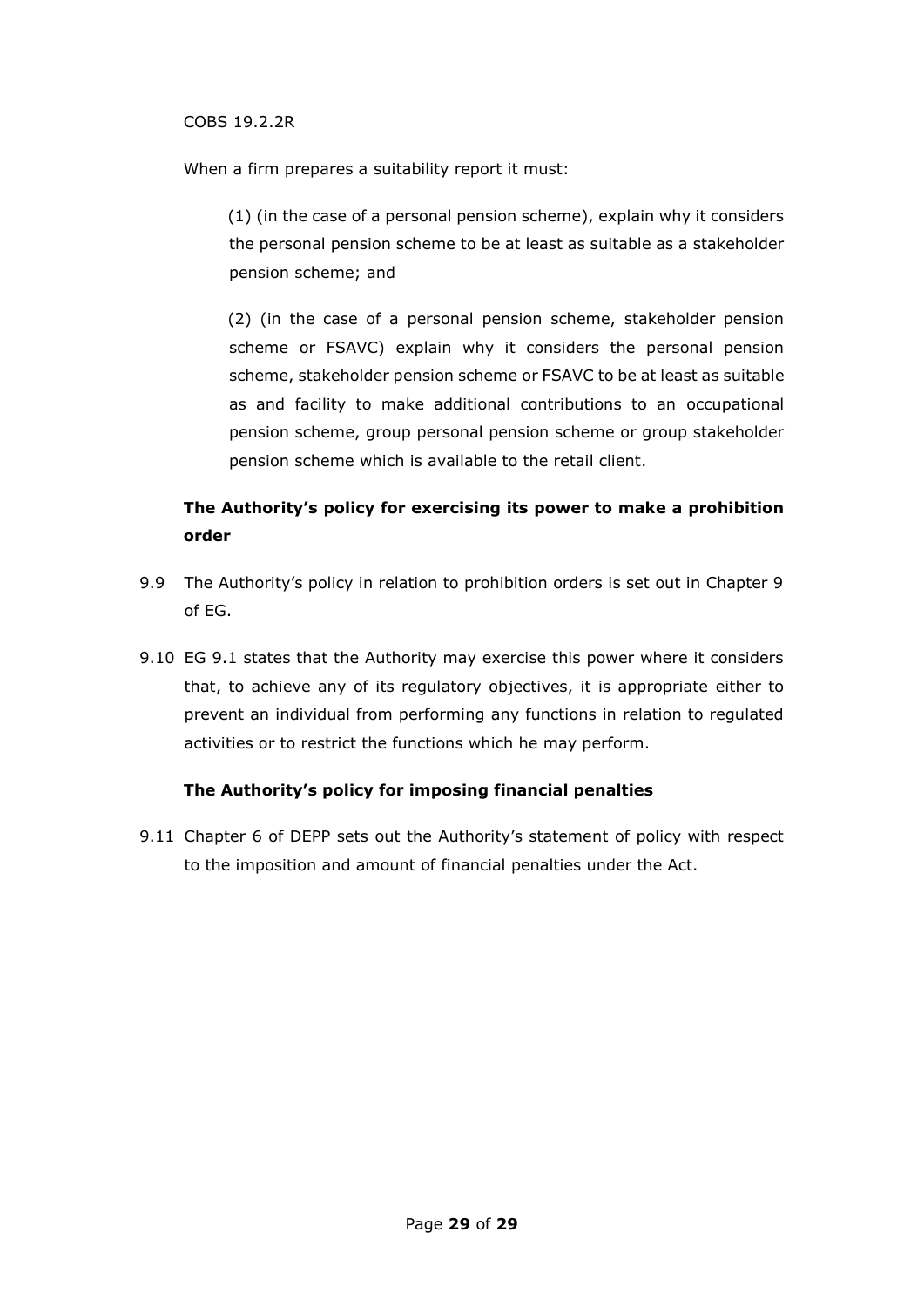COBS 19.2.2R

When a firm prepares a suitability report it must:

(1) (in the case of a personal pension scheme), explain why it considers the personal pension scheme to be at least as suitable as a stakeholder pension scheme; and

(2) (in the case of a personal pension scheme, stakeholder pension scheme or FSAVC) explain why it considers the personal pension scheme, stakeholder pension scheme or FSAVC to be at least as suitable as and facility to make additional contributions to an occupational pension scheme, group personal pension scheme or group stakeholder pension scheme which is available to the retail client.

**The Authority's policy for exercising its power to make a prohibition order**

9.9 The Authority's policy in relation to prohibition orders is set out in Chapter 9 of EG.

9.10 EG 9.1 states that the Authority may exercise this power where it considers that, to achieve any of its regulatory objectives, it is appropriate either to prevent an individual from performing any functions in relation to regulated activities or to restrict the functions which he may perform.

**The Authority's policy for imposing financial penalties**

9.11 Chapter 6 of DEPP sets out the Authority's statement of policy with respect to the imposition and amount of financial penalties under the Act.